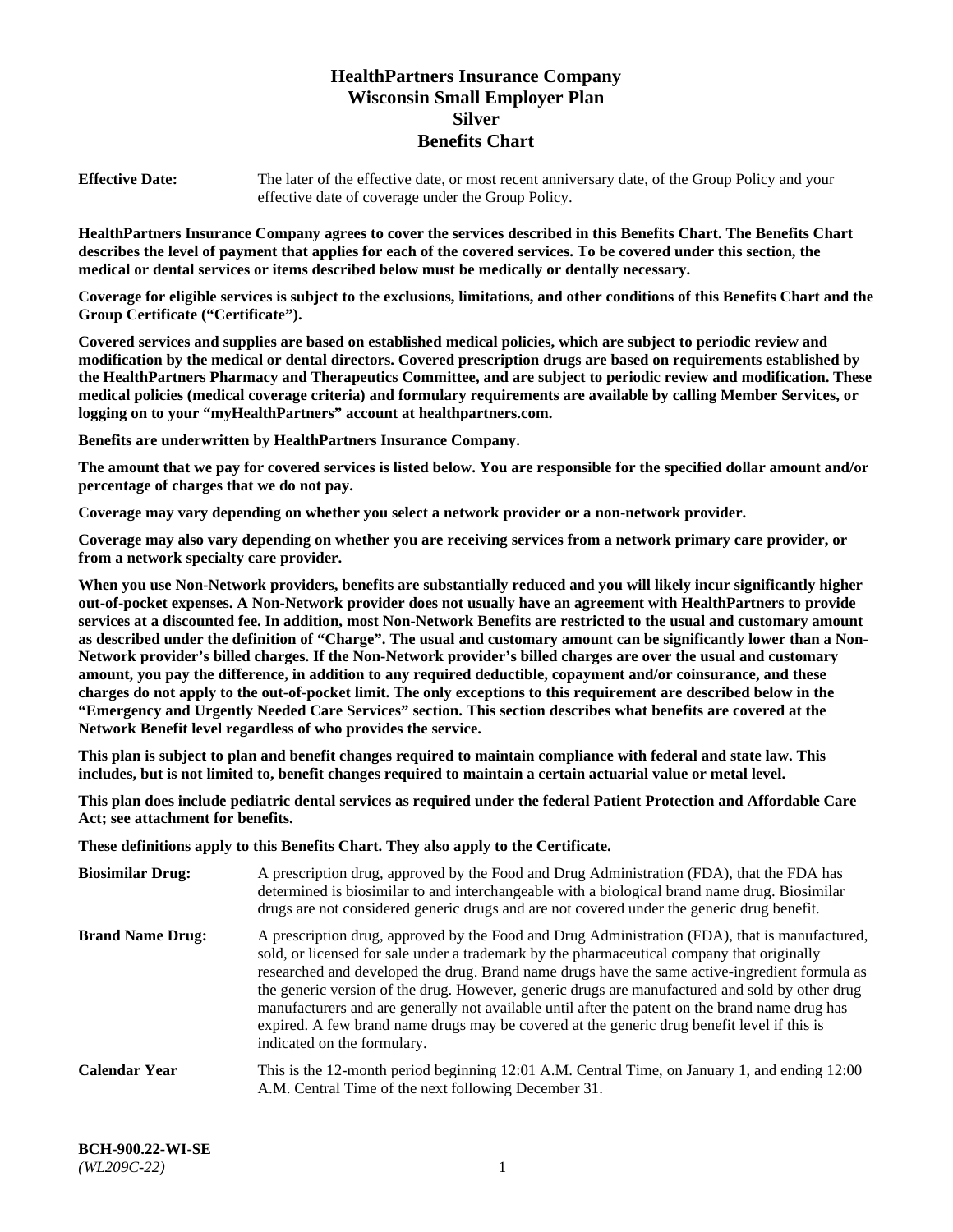# HealthPartners Insurance Company
# Wisconsin Small Employer Plan
# Silver
# Benefits Chart

**Effective Date:** The later of the effective date, or most recent anniversary date, of the Group Policy and your effective date of coverage under the Group Policy.

**HealthPartners Insurance Company agrees to cover the services described in this Benefits Chart. The Benefits Chart describes the level of payment that applies for each of the covered services. To be covered under this section, the medical or dental services or items described below must be medically or dentally necessary.**

**Coverage for eligible services is subject to the exclusions, limitations, and other conditions of this Benefits Chart and the Group Certificate ("Certificate").**

**Covered services and supplies are based on established medical policies, which are subject to periodic review and modification by the medical or dental directors. Covered prescription drugs are based on requirements established by the HealthPartners Pharmacy and Therapeutics Committee, and are subject to periodic review and modification. These medical policies (medical coverage criteria) and formulary requirements are available by calling Member Services, or logging on to your "myHealthPartners" account at healthpartners.com.**

**Benefits are underwritten by HealthPartners Insurance Company.**

**The amount that we pay for covered services is listed below. You are responsible for the specified dollar amount and/or percentage of charges that we do not pay.**

**Coverage may vary depending on whether you select a network provider or a non-network provider.**

**Coverage may also vary depending on whether you are receiving services from a network primary care provider, or from a network specialty care provider.**

**When you use Non-Network providers, benefits are substantially reduced and you will likely incur significantly higher out-of-pocket expenses. A Non-Network provider does not usually have an agreement with HealthPartners to provide services at a discounted fee. In addition, most Non-Network Benefits are restricted to the usual and customary amount as described under the definition of "Charge". The usual and customary amount can be significantly lower than a Non-Network provider's billed charges. If the Non-Network provider's billed charges are over the usual and customary amount, you pay the difference, in addition to any required deductible, copayment and/or coinsurance, and these charges do not apply to the out-of-pocket limit. The only exceptions to this requirement are described below in the "Emergency and Urgently Needed Care Services" section. This section describes what benefits are covered at the Network Benefit level regardless of who provides the service.**

**This plan is subject to plan and benefit changes required to maintain compliance with federal and state law. This includes, but is not limited to, benefit changes required to maintain a certain actuarial value or metal level.**

**This plan does include pediatric dental services as required under the federal Patient Protection and Affordable Care Act; see attachment for benefits.**

**These definitions apply to this Benefits Chart. They also apply to the Certificate.**

**Biosimilar Drug:** A prescription drug, approved by the Food and Drug Administration (FDA), that the FDA has determined is biosimilar to and interchangeable with a biological brand name drug. Biosimilar drugs are not considered generic drugs and are not covered under the generic drug benefit.

**Brand Name Drug:** A prescription drug, approved by the Food and Drug Administration (FDA), that is manufactured, sold, or licensed for sale under a trademark by the pharmaceutical company that originally researched and developed the drug. Brand name drugs have the same active-ingredient formula as the generic version of the drug. However, generic drugs are manufactured and sold by other drug manufacturers and are generally not available until after the patent on the brand name drug has expired. A few brand name drugs may be covered at the generic drug benefit level if this is indicated on the formulary.

**Calendar Year** This is the 12-month period beginning 12:01 A.M. Central Time, on January 1, and ending 12:00 A.M. Central Time of the next following December 31.

**BCH-900.22-WI-SE**
*(WL209C-22)*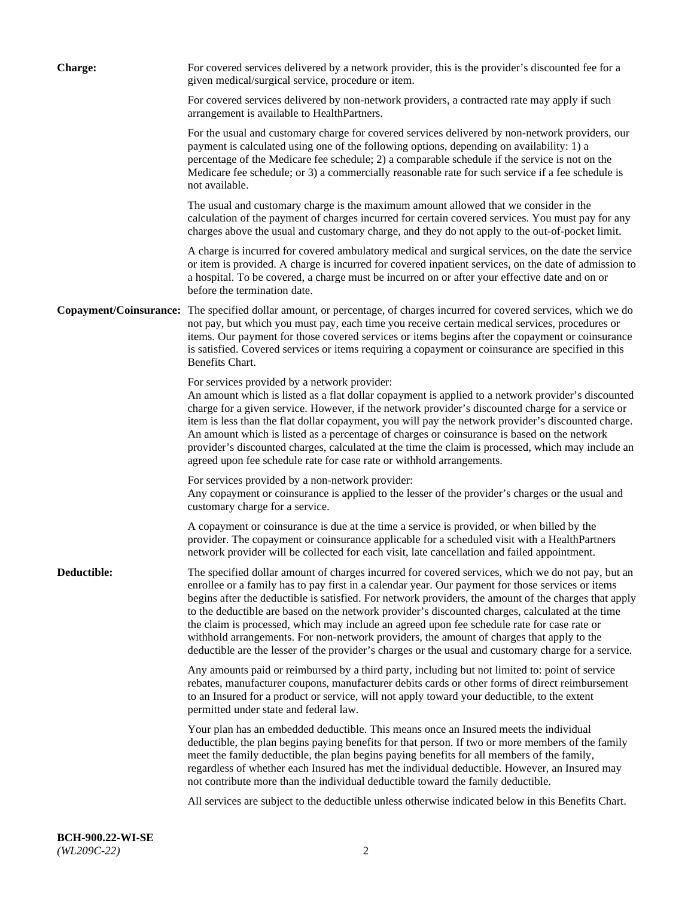**Charge:** For covered services delivered by a network provider, this is the provider's discounted fee for a given medical/surgical service, procedure or item.

For covered services delivered by non-network providers, a contracted rate may apply if such arrangement is available to HealthPartners.

For the usual and customary charge for covered services delivered by non-network providers, our payment is calculated using one of the following options, depending on availability: 1) a percentage of the Medicare fee schedule; 2) a comparable schedule if the service is not on the Medicare fee schedule; or 3) a commercially reasonable rate for such service if a fee schedule is not available.

The usual and customary charge is the maximum amount allowed that we consider in the calculation of the payment of charges incurred for certain covered services. You must pay for any charges above the usual and customary charge, and they do not apply to the out-of-pocket limit.

A charge is incurred for covered ambulatory medical and surgical services, on the date the service or item is provided. A charge is incurred for covered inpatient services, on the date of admission to a hospital. To be covered, a charge must be incurred on or after your effective date and on or before the termination date.

**Copayment/Coinsurance:** The specified dollar amount, or percentage, of charges incurred for covered services, which we do not pay, but which you must pay, each time you receive certain medical services, procedures or items. Our payment for those covered services or items begins after the copayment or coinsurance is satisfied. Covered services or items requiring a copayment or coinsurance are specified in this Benefits Chart.

For services provided by a network provider:
An amount which is listed as a flat dollar copayment is applied to a network provider's discounted charge for a given service. However, if the network provider's discounted charge for a service or item is less than the flat dollar copayment, you will pay the network provider's discounted charge. An amount which is listed as a percentage of charges or coinsurance is based on the network provider's discounted charges, calculated at the time the claim is processed, which may include an agreed upon fee schedule rate for case rate or withhold arrangements.

For services provided by a non-network provider:
Any copayment or coinsurance is applied to the lesser of the provider's charges or the usual and customary charge for a service.

A copayment or coinsurance is due at the time a service is provided, or when billed by the provider. The copayment or coinsurance applicable for a scheduled visit with a HealthPartners network provider will be collected for each visit, late cancellation and failed appointment.

**Deductible:** The specified dollar amount of charges incurred for covered services, which we do not pay, but an enrollee or a family has to pay first in a calendar year. Our payment for those services or items begins after the deductible is satisfied. For network providers, the amount of the charges that apply to the deductible are based on the network provider's discounted charges, calculated at the time the claim is processed, which may include an agreed upon fee schedule rate for case rate or withhold arrangements. For non-network providers, the amount of charges that apply to the deductible are the lesser of the provider's charges or the usual and customary charge for a service.

Any amounts paid or reimbursed by a third party, including but not limited to: point of service rebates, manufacturer coupons, manufacturer debits cards or other forms of direct reimbursement to an Insured for a product or service, will not apply toward your deductible, to the extent permitted under state and federal law.

Your plan has an embedded deductible. This means once an Insured meets the individual deductible, the plan begins paying benefits for that person. If two or more members of the family meet the family deductible, the plan begins paying benefits for all members of the family, regardless of whether each Insured has met the individual deductible. However, an Insured may not contribute more than the individual deductible toward the family deductible.

All services are subject to the deductible unless otherwise indicated below in this Benefits Chart.

**BCH-900.22-WI-SE**
*(WL209C-22)*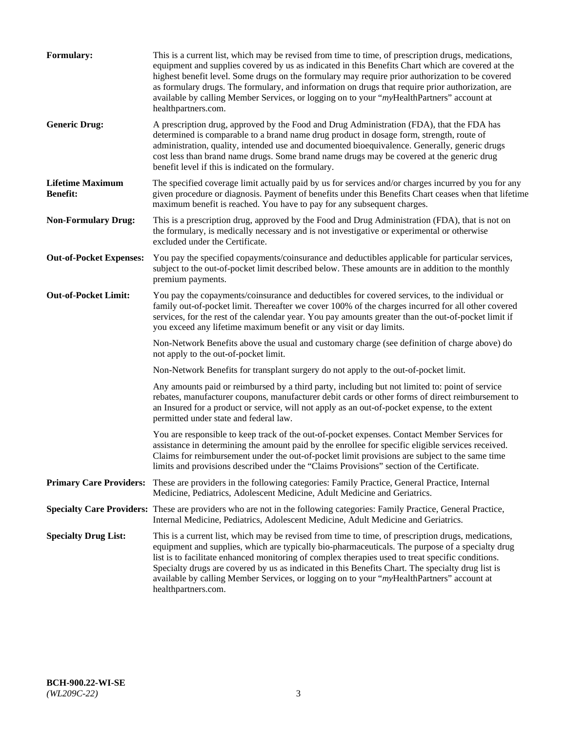**Formulary:** This is a current list, which may be revised from time to time, of prescription drugs, medications, equipment and supplies covered by us as indicated in this Benefits Chart which are covered at the highest benefit level. Some drugs on the formulary may require prior authorization to be covered as formulary drugs. The formulary, and information on drugs that require prior authorization, are available by calling Member Services, or logging on to your "*my*HealthPartners" account at healthpartners.com.

**Generic Drug:** A prescription drug, approved by the Food and Drug Administration (FDA), that the FDA has determined is comparable to a brand name drug product in dosage form, strength, route of administration, quality, intended use and documented bioequivalence. Generally, generic drugs cost less than brand name drugs. Some brand name drugs may be covered at the generic drug benefit level if this is indicated on the formulary.

**Lifetime Maximum Benefit:** The specified coverage limit actually paid by us for services and/or charges incurred by you for any given procedure or diagnosis. Payment of benefits under this Benefits Chart ceases when that lifetime maximum benefit is reached. You have to pay for any subsequent charges.

**Non-Formulary Drug:** This is a prescription drug, approved by the Food and Drug Administration (FDA), that is not on the formulary, is medically necessary and is not investigative or experimental or otherwise excluded under the Certificate.

**Out-of-Pocket Expenses:** You pay the specified copayments/coinsurance and deductibles applicable for particular services, subject to the out-of-pocket limit described below. These amounts are in addition to the monthly premium payments.

**Out-of-Pocket Limit:** You pay the copayments/coinsurance and deductibles for covered services, to the individual or family out-of-pocket limit. Thereafter we cover 100% of the charges incurred for all other covered services, for the rest of the calendar year. You pay amounts greater than the out-of-pocket limit if you exceed any lifetime maximum benefit or any visit or day limits.

Non-Network Benefits above the usual and customary charge (see definition of charge above) do not apply to the out-of-pocket limit.

Non-Network Benefits for transplant surgery do not apply to the out-of-pocket limit.

Any amounts paid or reimbursed by a third party, including but not limited to: point of service rebates, manufacturer coupons, manufacturer debit cards or other forms of direct reimbursement to an Insured for a product or service, will not apply as an out-of-pocket expense, to the extent permitted under state and federal law.

You are responsible to keep track of the out-of-pocket expenses. Contact Member Services for assistance in determining the amount paid by the enrollee for specific eligible services received. Claims for reimbursement under the out-of-pocket limit provisions are subject to the same time limits and provisions described under the "Claims Provisions" section of the Certificate.

**Primary Care Providers:** These are providers in the following categories: Family Practice, General Practice, Internal Medicine, Pediatrics, Adolescent Medicine, Adult Medicine and Geriatrics.

**Specialty Care Providers:** These are providers who are not in the following categories: Family Practice, General Practice, Internal Medicine, Pediatrics, Adolescent Medicine, Adult Medicine and Geriatrics.

**Specialty Drug List:** This is a current list, which may be revised from time to time, of prescription drugs, medications, equipment and supplies, which are typically bio-pharmaceuticals. The purpose of a specialty drug list is to facilitate enhanced monitoring of complex therapies used to treat specific conditions. Specialty drugs are covered by us as indicated in this Benefits Chart. The specialty drug list is available by calling Member Services, or logging on to your "*my*HealthPartners" account at healthpartners.com.

**BCH-900.22-WI-SE**
*(WL209C-22)*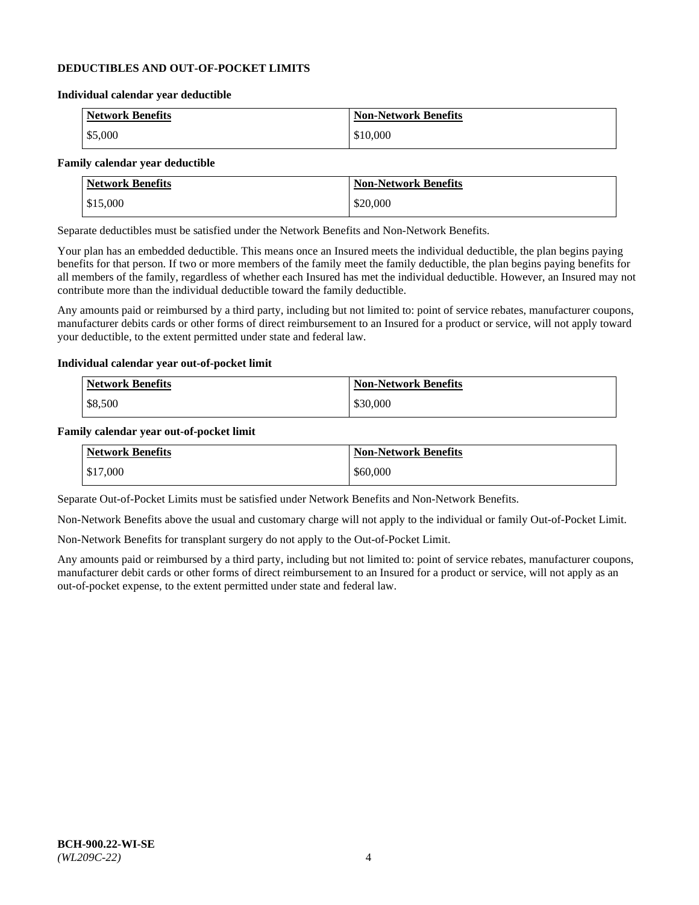## DEDUCTIBLES AND OUT-OF-POCKET LIMITS

**Individual calendar year deductible**

| Network Benefits | Non-Network Benefits |
|---|---|
| $5,000 | $10,000 |

**Family calendar year deductible**

| Network Benefits | Non-Network Benefits |
|---|---|
| $15,000 | $20,000 |

Separate deductibles must be satisfied under the Network Benefits and Non-Network Benefits.

Your plan has an embedded deductible. This means once an Insured meets the individual deductible, the plan begins paying benefits for that person. If two or more members of the family meet the family deductible, the plan begins paying benefits for all members of the family, regardless of whether each Insured has met the individual deductible. However, an Insured may not contribute more than the individual deductible toward the family deductible.

Any amounts paid or reimbursed by a third party, including but not limited to: point of service rebates, manufacturer coupons, manufacturer debits cards or other forms of direct reimbursement to an Insured for a product or service, will not apply toward your deductible, to the extent permitted under state and federal law.

**Individual calendar year out-of-pocket limit**

| Network Benefits | Non-Network Benefits |
|---|---|
| $8,500 | $30,000 |

**Family calendar year out-of-pocket limit**

| Network Benefits | Non-Network Benefits |
|---|---|
| $17,000 | $60,000 |

Separate Out-of-Pocket Limits must be satisfied under Network Benefits and Non-Network Benefits.

Non-Network Benefits above the usual and customary charge will not apply to the individual or family Out-of-Pocket Limit.

Non-Network Benefits for transplant surgery do not apply to the Out-of-Pocket Limit.

Any amounts paid or reimbursed by a third party, including but not limited to: point of service rebates, manufacturer coupons, manufacturer debit cards or other forms of direct reimbursement to an Insured for a product or service, will not apply as an out-of-pocket expense, to the extent permitted under state and federal law.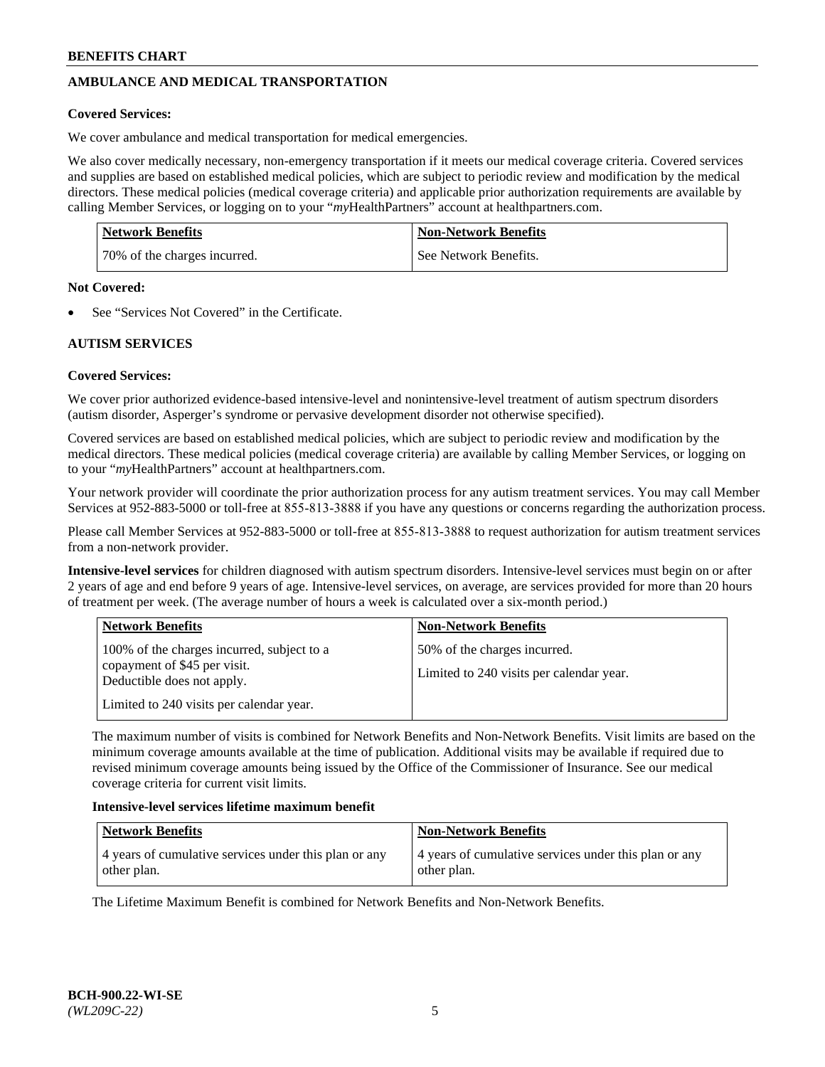## AMBULANCE AND MEDICAL TRANSPORTATION

**Covered Services:**

We cover ambulance and medical transportation for medical emergencies.

We also cover medically necessary, non-emergency transportation if it meets our medical coverage criteria. Covered services and supplies are based on established medical policies, which are subject to periodic review and modification by the medical directors. These medical policies (medical coverage criteria) and applicable prior authorization requirements are available by calling Member Services, or logging on to your "*my*HealthPartners" account at healthpartners.com.

| Network Benefits | Non-Network Benefits |
| --- | --- |
| 70% of the charges incurred. | See Network Benefits. |

**Not Covered:**

- See "Services Not Covered" in the Certificate.

## AUTISM SERVICES

**Covered Services:**

We cover prior authorized evidence-based intensive-level and nonintensive-level treatment of autism spectrum disorders (autism disorder, Asperger's syndrome or pervasive development disorder not otherwise specified).

Covered services are based on established medical policies, which are subject to periodic review and modification by the medical directors. These medical policies (medical coverage criteria) are available by calling Member Services, or logging on to your "*my*HealthPartners" account at healthpartners.com.

Your network provider will coordinate the prior authorization process for any autism treatment services. You may call Member Services at 952-883-5000 or toll-free at 855-813-3888 if you have any questions or concerns regarding the authorization process.

Please call Member Services at 952-883-5000 or toll-free at 855-813-3888 to request authorization for autism treatment services from a non-network provider.

**Intensive-level services** for children diagnosed with autism spectrum disorders. Intensive-level services must begin on or after 2 years of age and end before 9 years of age. Intensive-level services, on average, are services provided for more than 20 hours of treatment per week. (The average number of hours a week is calculated over a six-month period.)

| Network Benefits | Non-Network Benefits |
| --- | --- |
| 100% of the charges incurred, subject to a copayment of $45 per visit. Deductible does not apply.<br><br>Limited to 240 visits per calendar year. | 50% of the charges incurred.<br><br>Limited to 240 visits per calendar year. |

The maximum number of visits is combined for Network Benefits and Non-Network Benefits. Visit limits are based on the minimum coverage amounts available at the time of publication. Additional visits may be available if required due to revised minimum coverage amounts being issued by the Office of the Commissioner of Insurance. See our medical coverage criteria for current visit limits.

**Intensive-level services lifetime maximum benefit**

| Network Benefits | Non-Network Benefits |
| --- | --- |
| 4 years of cumulative services under this plan or any other plan. | 4 years of cumulative services under this plan or any other plan. |

The Lifetime Maximum Benefit is combined for Network Benefits and Non-Network Benefits.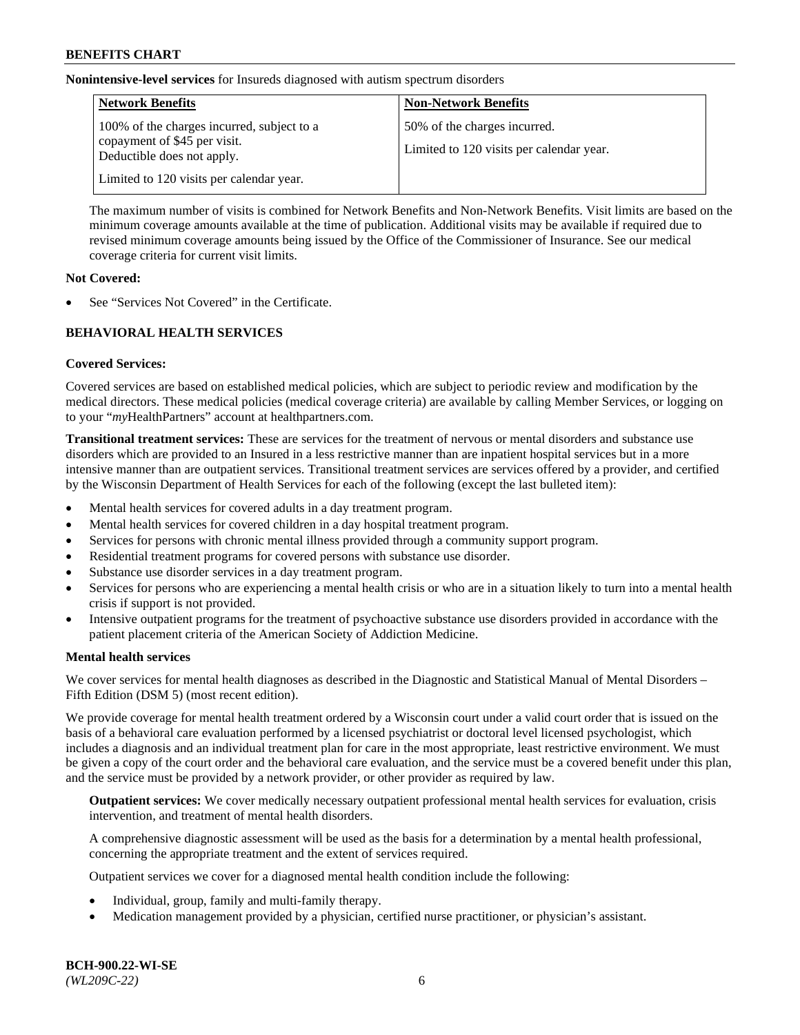**Nonintensive-level services** for Insureds diagnosed with autism spectrum disorders

| Network Benefits | Non-Network Benefits |
|---|---|
| 100% of the charges incurred, subject to a copayment of $45 per visit. Deductible does not apply. Limited to 120 visits per calendar year. | 50% of the charges incurred. Limited to 120 visits per calendar year. |

The maximum number of visits is combined for Network Benefits and Non-Network Benefits. Visit limits are based on the minimum coverage amounts available at the time of publication. Additional visits may be available if required due to revised minimum coverage amounts being issued by the Office of the Commissioner of Insurance. See our medical coverage criteria for current visit limits.

**Not Covered:**

- See "Services Not Covered" in the Certificate.

## BEHAVIORAL HEALTH SERVICES

**Covered Services:**

Covered services are based on established medical policies, which are subject to periodic review and modification by the medical directors. These medical policies (medical coverage criteria) are available by calling Member Services, or logging on to your "*my*HealthPartners" account at healthpartners.com.

**Transitional treatment services:** These are services for the treatment of nervous or mental disorders and substance use disorders which are provided to an Insured in a less restrictive manner than are inpatient hospital services but in a more intensive manner than are outpatient services. Transitional treatment services are services offered by a provider, and certified by the Wisconsin Department of Health Services for each of the following (except the last bulleted item):

- Mental health services for covered adults in a day treatment program.
- Mental health services for covered children in a day hospital treatment program.
- Services for persons with chronic mental illness provided through a community support program.
- Residential treatment programs for covered persons with substance use disorder.
- Substance use disorder services in a day treatment program.
- Services for persons who are experiencing a mental health crisis or who are in a situation likely to turn into a mental health crisis if support is not provided.
- Intensive outpatient programs for the treatment of psychoactive substance use disorders provided in accordance with the patient placement criteria of the American Society of Addiction Medicine.

**Mental health services**

We cover services for mental health diagnoses as described in the Diagnostic and Statistical Manual of Mental Disorders – Fifth Edition (DSM 5) (most recent edition).

We provide coverage for mental health treatment ordered by a Wisconsin court under a valid court order that is issued on the basis of a behavioral care evaluation performed by a licensed psychiatrist or doctoral level licensed psychologist, which includes a diagnosis and an individual treatment plan for care in the most appropriate, least restrictive environment. We must be given a copy of the court order and the behavioral care evaluation, and the service must be a covered benefit under this plan, and the service must be provided by a network provider, or other provider as required by law.

**Outpatient services:** We cover medically necessary outpatient professional mental health services for evaluation, crisis intervention, and treatment of mental health disorders.

A comprehensive diagnostic assessment will be used as the basis for a determination by a mental health professional, concerning the appropriate treatment and the extent of services required.

Outpatient services we cover for a diagnosed mental health condition include the following:

- Individual, group, family and multi-family therapy.
- Medication management provided by a physician, certified nurse practitioner, or physician's assistant.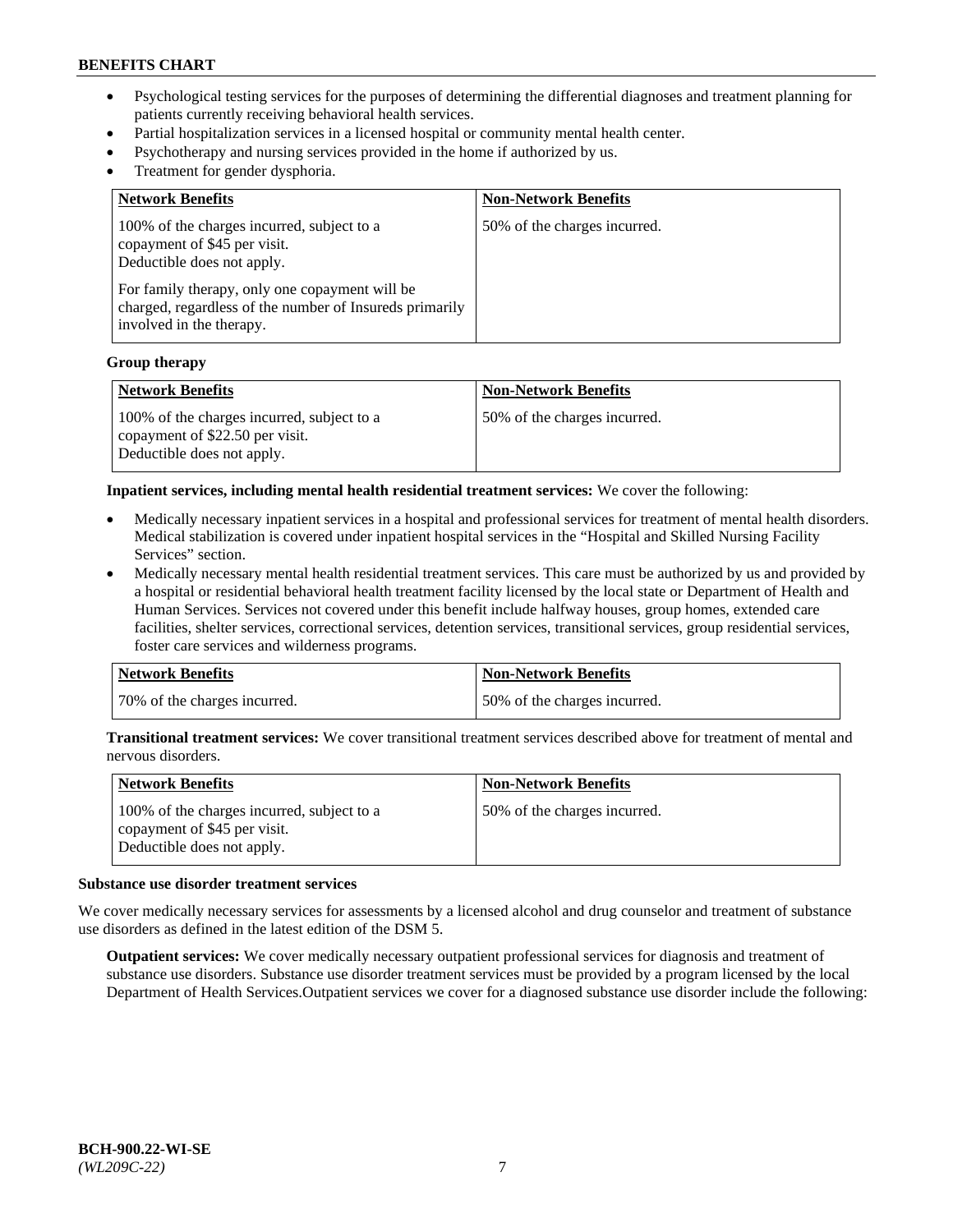- Psychological testing services for the purposes of determining the differential diagnoses and treatment planning for patients currently receiving behavioral health services.
- Partial hospitalization services in a licensed hospital or community mental health center.
- Psychotherapy and nursing services provided in the home if authorized by us.
- Treatment for gender dysphoria.

| Network Benefits | Non-Network Benefits |
|---|---|
| 100% of the charges incurred, subject to a copayment of $45 per visit. Deductible does not apply.<br><br>For family therapy, only one copayment will be charged, regardless of the number of Insureds primarily involved in the therapy. | 50% of the charges incurred. |

**Group therapy**

| Network Benefits | Non-Network Benefits |
|---|---|
| 100% of the charges incurred, subject to a copayment of $22.50 per visit. Deductible does not apply. | 50% of the charges incurred. |

**Inpatient services, including mental health residential treatment services:** We cover the following:

- Medically necessary inpatient services in a hospital and professional services for treatment of mental health disorders. Medical stabilization is covered under inpatient hospital services in the "Hospital and Skilled Nursing Facility Services" section.
- Medically necessary mental health residential treatment services. This care must be authorized by us and provided by a hospital or residential behavioral health treatment facility licensed by the local state or Department of Health and Human Services. Services not covered under this benefit include halfway houses, group homes, extended care facilities, shelter services, correctional services, detention services, transitional services, group residential services, foster care services and wilderness programs.

| Network Benefits | Non-Network Benefits |
|---|---|
| 70% of the charges incurred. | 50% of the charges incurred. |

**Transitional treatment services:** We cover transitional treatment services described above for treatment of mental and nervous disorders.

| Network Benefits | Non-Network Benefits |
|---|---|
| 100% of the charges incurred, subject to a copayment of $45 per visit. Deductible does not apply. | 50% of the charges incurred. |

**Substance use disorder treatment services**

We cover medically necessary services for assessments by a licensed alcohol and drug counselor and treatment of substance use disorders as defined in the latest edition of the DSM 5.

**Outpatient services:** We cover medically necessary outpatient professional services for diagnosis and treatment of substance use disorders. Substance use disorder treatment services must be provided by a program licensed by the local Department of Health Services.Outpatient services we cover for a diagnosed substance use disorder include the following: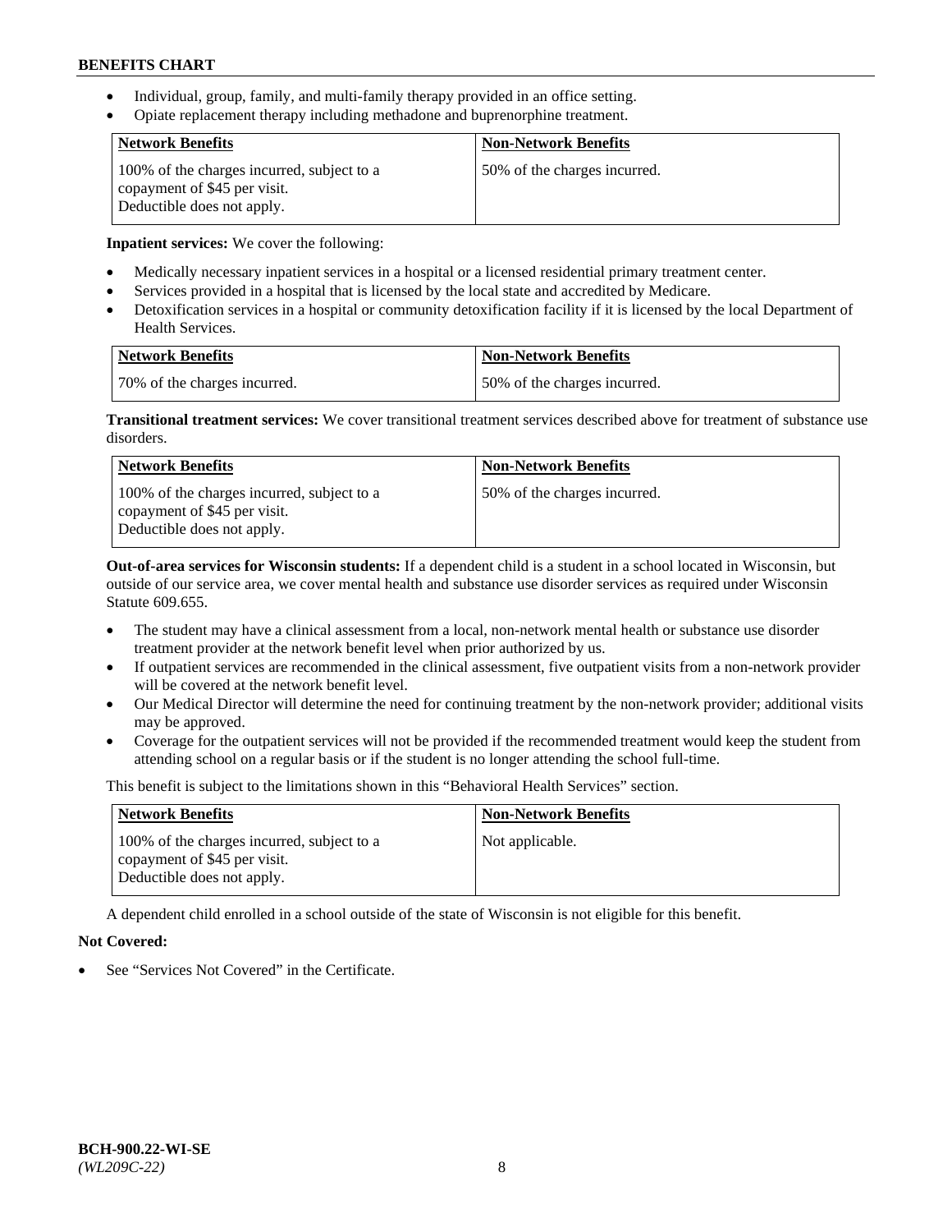- Individual, group, family, and multi-family therapy provided in an office setting.
- Opiate replacement therapy including methadone and buprenorphine treatment.

| Network Benefits | Non-Network Benefits |
|---|---|
| 100% of the charges incurred, subject to a copayment of $45 per visit. Deductible does not apply. | 50% of the charges incurred. |

**Inpatient services:** We cover the following:

- Medically necessary inpatient services in a hospital or a licensed residential primary treatment center.
- Services provided in a hospital that is licensed by the local state and accredited by Medicare.
- Detoxification services in a hospital or community detoxification facility if it is licensed by the local Department of Health Services.

| Network Benefits | Non-Network Benefits |
|---|---|
| 70% of the charges incurred. | 50% of the charges incurred. |

**Transitional treatment services:** We cover transitional treatment services described above for treatment of substance use disorders.

| Network Benefits | Non-Network Benefits |
|---|---|
| 100% of the charges incurred, subject to a copayment of $45 per visit. Deductible does not apply. | 50% of the charges incurred. |

**Out-of-area services for Wisconsin students:** If a dependent child is a student in a school located in Wisconsin, but outside of our service area, we cover mental health and substance use disorder services as required under Wisconsin Statute 609.655.

- The student may have a clinical assessment from a local, non-network mental health or substance use disorder treatment provider at the network benefit level when prior authorized by us.
- If outpatient services are recommended in the clinical assessment, five outpatient visits from a non-network provider will be covered at the network benefit level.
- Our Medical Director will determine the need for continuing treatment by the non-network provider; additional visits may be approved.
- Coverage for the outpatient services will not be provided if the recommended treatment would keep the student from attending school on a regular basis or if the student is no longer attending the school full-time.

This benefit is subject to the limitations shown in this "Behavioral Health Services" section.

| Network Benefits | Non-Network Benefits |
|---|---|
| 100% of the charges incurred, subject to a copayment of $45 per visit. Deductible does not apply. | Not applicable. |

A dependent child enrolled in a school outside of the state of Wisconsin is not eligible for this benefit.

**Not Covered:**

- See "Services Not Covered" in the Certificate.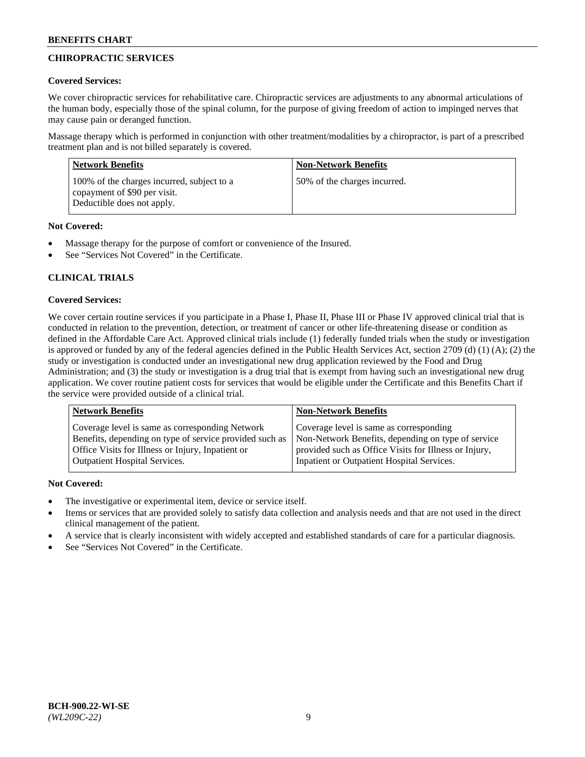## CHIROPRACTIC SERVICES

**Covered Services:**

We cover chiropractic services for rehabilitative care. Chiropractic services are adjustments to any abnormal articulations of the human body, especially those of the spinal column, for the purpose of giving freedom of action to impinged nerves that may cause pain or deranged function.

Massage therapy which is performed in conjunction with other treatment/modalities by a chiropractor, is part of a prescribed treatment plan and is not billed separately is covered.

| Network Benefits | Non-Network Benefits |
|---|---|
| 100% of the charges incurred, subject to a copayment of $90 per visit. Deductible does not apply. | 50% of the charges incurred. |

**Not Covered:**

- Massage therapy for the purpose of comfort or convenience of the Insured.
- See "Services Not Covered" in the Certificate.

## CLINICAL TRIALS

**Covered Services:**

We cover certain routine services if you participate in a Phase I, Phase II, Phase III or Phase IV approved clinical trial that is conducted in relation to the prevention, detection, or treatment of cancer or other life-threatening disease or condition as defined in the Affordable Care Act. Approved clinical trials include (1) federally funded trials when the study or investigation is approved or funded by any of the federal agencies defined in the Public Health Services Act, section 2709 (d) (1) (A); (2) the study or investigation is conducted under an investigational new drug application reviewed by the Food and Drug Administration; and (3) the study or investigation is a drug trial that is exempt from having such an investigational new drug application. We cover routine patient costs for services that would be eligible under the Certificate and this Benefits Chart if the service were provided outside of a clinical trial.

| Network Benefits | Non-Network Benefits |
|---|---|
| Coverage level is same as corresponding Network Benefits, depending on type of service provided such as Office Visits for Illness or Injury, Inpatient or Outpatient Hospital Services. | Coverage level is same as corresponding Non-Network Benefits, depending on type of service provided such as Office Visits for Illness or Injury, Inpatient or Outpatient Hospital Services. |

**Not Covered:**

- The investigative or experimental item, device or service itself.
- Items or services that are provided solely to satisfy data collection and analysis needs and that are not used in the direct clinical management of the patient.
- A service that is clearly inconsistent with widely accepted and established standards of care for a particular diagnosis.
- See "Services Not Covered" in the Certificate.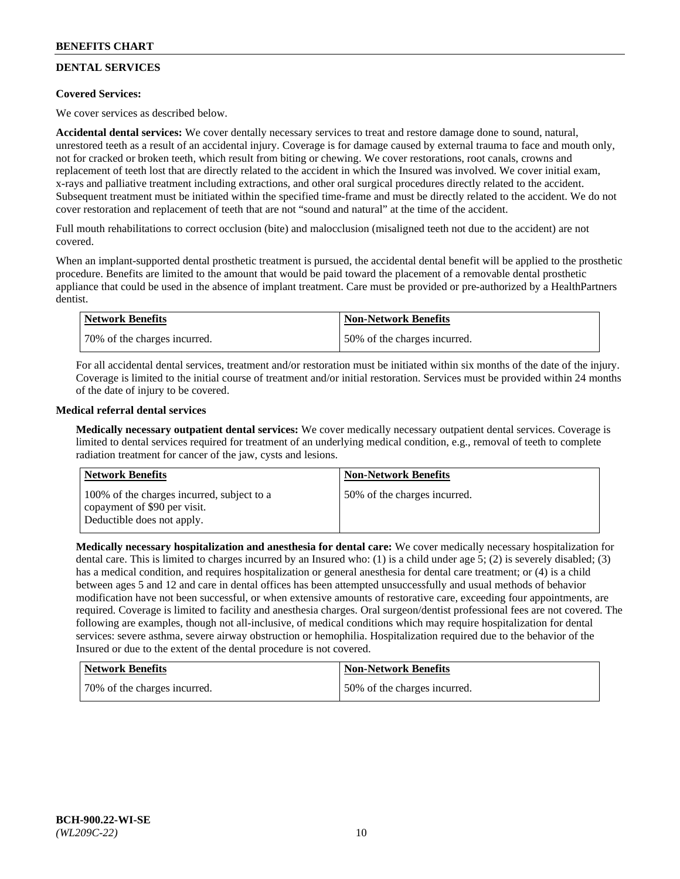## DENTAL SERVICES

**Covered Services:**

We cover services as described below.

**Accidental dental services:** We cover dentally necessary services to treat and restore damage done to sound, natural, unrestored teeth as a result of an accidental injury. Coverage is for damage caused by external trauma to face and mouth only, not for cracked or broken teeth, which result from biting or chewing. We cover restorations, root canals, crowns and replacement of teeth lost that are directly related to the accident in which the Insured was involved. We cover initial exam, x-rays and palliative treatment including extractions, and other oral surgical procedures directly related to the accident. Subsequent treatment must be initiated within the specified time-frame and must be directly related to the accident. We do not cover restoration and replacement of teeth that are not "sound and natural" at the time of the accident.

Full mouth rehabilitations to correct occlusion (bite) and malocclusion (misaligned teeth not due to the accident) are not covered.

When an implant-supported dental prosthetic treatment is pursued, the accidental dental benefit will be applied to the prosthetic procedure. Benefits are limited to the amount that would be paid toward the placement of a removable dental prosthetic appliance that could be used in the absence of implant treatment. Care must be provided or pre-authorized by a HealthPartners dentist.

| Network Benefits | Non-Network Benefits |
| --- | --- |
| 70% of the charges incurred. | 50% of the charges incurred. |

For all accidental dental services, treatment and/or restoration must be initiated within six months of the date of the injury. Coverage is limited to the initial course of treatment and/or initial restoration. Services must be provided within 24 months of the date of injury to be covered.

**Medical referral dental services**

**Medically necessary outpatient dental services:** We cover medically necessary outpatient dental services. Coverage is limited to dental services required for treatment of an underlying medical condition, e.g., removal of teeth to complete radiation treatment for cancer of the jaw, cysts and lesions.

| Network Benefits | Non-Network Benefits |
| --- | --- |
| 100% of the charges incurred, subject to a copayment of $90 per visit. Deductible does not apply. | 50% of the charges incurred. |

**Medically necessary hospitalization and anesthesia for dental care:** We cover medically necessary hospitalization for dental care. This is limited to charges incurred by an Insured who: (1) is a child under age 5; (2) is severely disabled; (3) has a medical condition, and requires hospitalization or general anesthesia for dental care treatment; or (4) is a child between ages 5 and 12 and care in dental offices has been attempted unsuccessfully and usual methods of behavior modification have not been successful, or when extensive amounts of restorative care, exceeding four appointments, are required. Coverage is limited to facility and anesthesia charges. Oral surgeon/dentist professional fees are not covered. The following are examples, though not all-inclusive, of medical conditions which may require hospitalization for dental services: severe asthma, severe airway obstruction or hemophilia. Hospitalization required due to the behavior of the Insured or due to the extent of the dental procedure is not covered.

| Network Benefits | Non-Network Benefits |
| --- | --- |
| 70% of the charges incurred. | 50% of the charges incurred. |

BCH-900.22-WI-SE
*(WL209C-22)*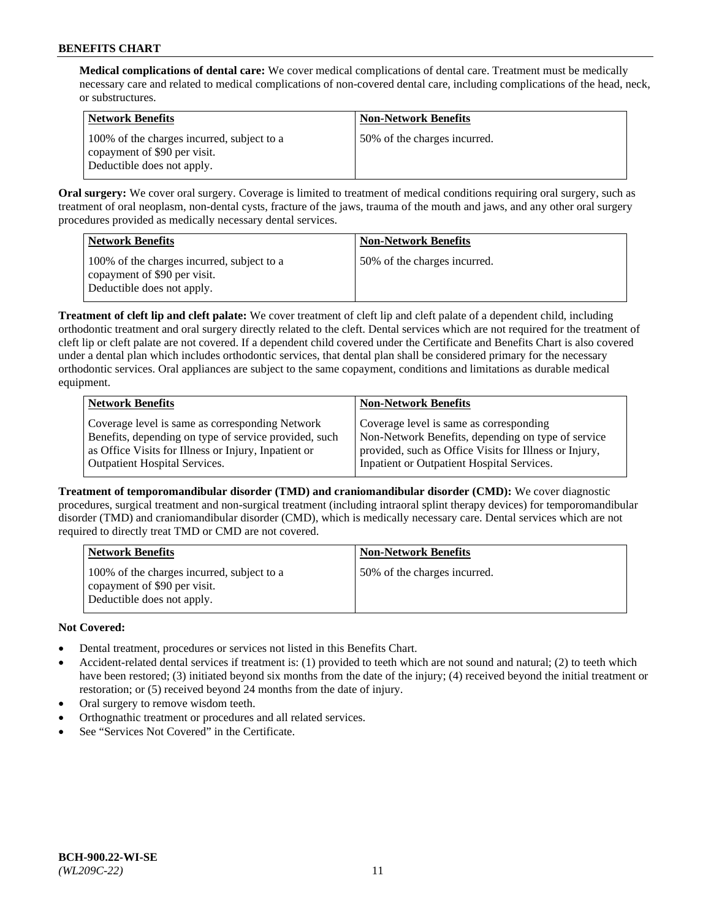**Medical complications of dental care:** We cover medical complications of dental care. Treatment must be medically necessary care and related to medical complications of non-covered dental care, including complications of the head, neck, or substructures.

| Network Benefits | Non-Network Benefits |
| --- | --- |
| 100% of the charges incurred, subject to a copayment of $90 per visit. Deductible does not apply. | 50% of the charges incurred. |

**Oral surgery:** We cover oral surgery. Coverage is limited to treatment of medical conditions requiring oral surgery, such as treatment of oral neoplasm, non-dental cysts, fracture of the jaws, trauma of the mouth and jaws, and any other oral surgery procedures provided as medically necessary dental services.

| Network Benefits | Non-Network Benefits |
| --- | --- |
| 100% of the charges incurred, subject to a copayment of $90 per visit. Deductible does not apply. | 50% of the charges incurred. |

**Treatment of cleft lip and cleft palate:** We cover treatment of cleft lip and cleft palate of a dependent child, including orthodontic treatment and oral surgery directly related to the cleft. Dental services which are not required for the treatment of cleft lip or cleft palate are not covered. If a dependent child covered under the Certificate and Benefits Chart is also covered under a dental plan which includes orthodontic services, that dental plan shall be considered primary for the necessary orthodontic services. Oral appliances are subject to the same copayment, conditions and limitations as durable medical equipment.

| Network Benefits | Non-Network Benefits |
| --- | --- |
| Coverage level is same as corresponding Network Benefits, depending on type of service provided, such as Office Visits for Illness or Injury, Inpatient or Outpatient Hospital Services. | Coverage level is same as corresponding Non-Network Benefits, depending on type of service provided, such as Office Visits for Illness or Injury, Inpatient or Outpatient Hospital Services. |

**Treatment of temporomandibular disorder (TMD) and craniomandibular disorder (CMD):** We cover diagnostic procedures, surgical treatment and non-surgical treatment (including intraoral splint therapy devices) for temporomandibular disorder (TMD) and craniomandibular disorder (CMD), which is medically necessary care. Dental services which are not required to directly treat TMD or CMD are not covered.

| Network Benefits | Non-Network Benefits |
| --- | --- |
| 100% of the charges incurred, subject to a copayment of $90 per visit. Deductible does not apply. | 50% of the charges incurred. |

**Not Covered:**

- Dental treatment, procedures or services not listed in this Benefits Chart.
- Accident-related dental services if treatment is: (1) provided to teeth which are not sound and natural; (2) to teeth which have been restored; (3) initiated beyond six months from the date of the injury; (4) received beyond the initial treatment or restoration; or (5) received beyond 24 months from the date of injury.
- Oral surgery to remove wisdom teeth.
- Orthognathic treatment or procedures and all related services.
- See "Services Not Covered" in the Certificate.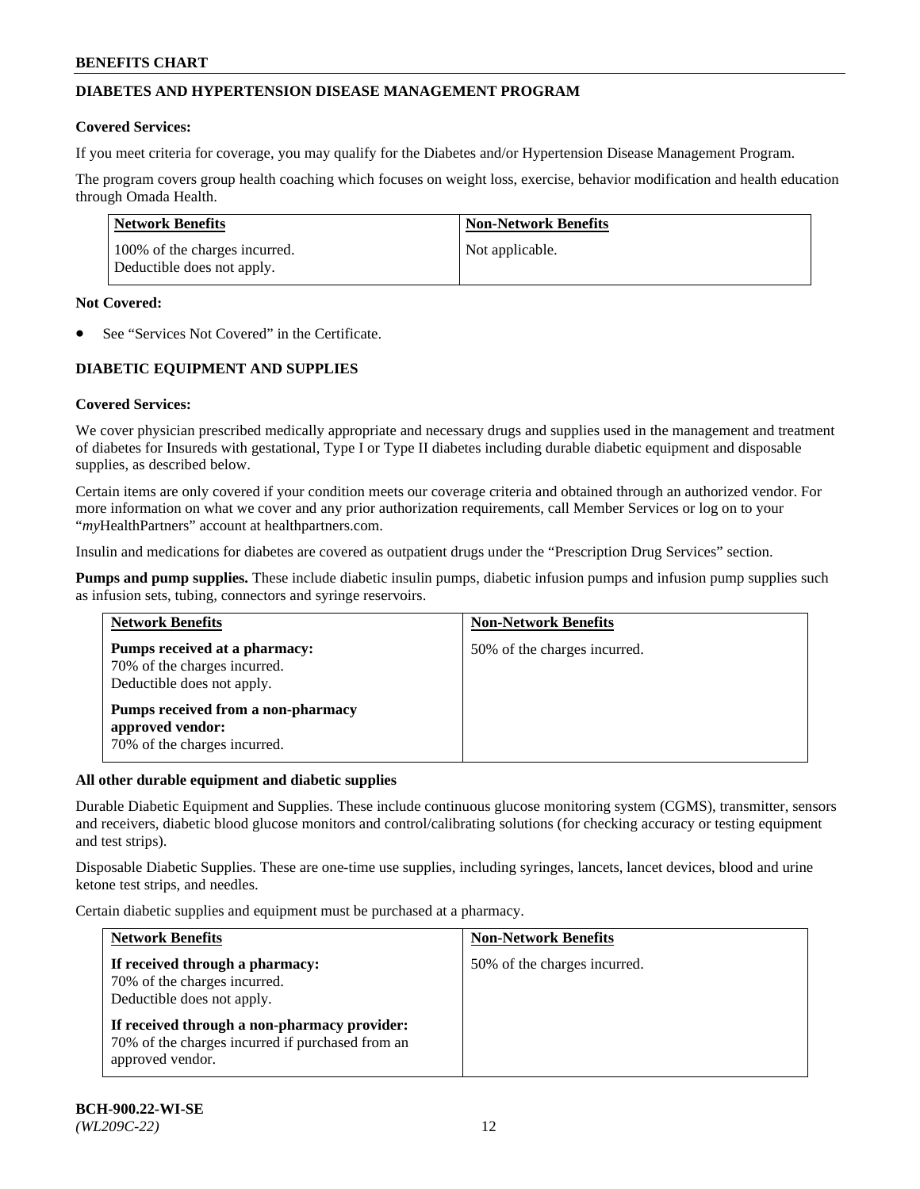## DIABETES AND HYPERTENSION DISEASE MANAGEMENT PROGRAM

**Covered Services:**

If you meet criteria for coverage, you may qualify for the Diabetes and/or Hypertension Disease Management Program.

The program covers group health coaching which focuses on weight loss, exercise, behavior modification and health education through Omada Health.

| Network Benefits | Non-Network Benefits |
|---|---|
| 100% of the charges incurred. Deductible does not apply. | Not applicable. |

**Not Covered:**

- See "Services Not Covered" in the Certificate.

## DIABETIC EQUIPMENT AND SUPPLIES

**Covered Services:**

We cover physician prescribed medically appropriate and necessary drugs and supplies used in the management and treatment of diabetes for Insureds with gestational, Type I or Type II diabetes including durable diabetic equipment and disposable supplies, as described below.

Certain items are only covered if your condition meets our coverage criteria and obtained through an authorized vendor. For more information on what we cover and any prior authorization requirements, call Member Services or log on to your "*my*HealthPartners" account at healthpartners.com.

Insulin and medications for diabetes are covered as outpatient drugs under the "Prescription Drug Services" section.

**Pumps and pump supplies.** These include diabetic insulin pumps, diabetic infusion pumps and infusion pump supplies such as infusion sets, tubing, connectors and syringe reservoirs.

| Network Benefits | Non-Network Benefits |
|---|---|
| **Pumps received at a pharmacy:** 70% of the charges incurred. Deductible does not apply. **Pumps received from a non-pharmacy approved vendor:** 70% of the charges incurred. | 50% of the charges incurred. |

**All other durable equipment and diabetic supplies**

Durable Diabetic Equipment and Supplies. These include continuous glucose monitoring system (CGMS), transmitter, sensors and receivers, diabetic blood glucose monitors and control/calibrating solutions (for checking accuracy or testing equipment and test strips).

Disposable Diabetic Supplies. These are one-time use supplies, including syringes, lancets, lancet devices, blood and urine ketone test strips, and needles.

Certain diabetic supplies and equipment must be purchased at a pharmacy.

| Network Benefits | Non-Network Benefits |
|---|---|
| **If received through a pharmacy:** 70% of the charges incurred. Deductible does not apply. **If received through a non-pharmacy provider:** 70% of the charges incurred if purchased from an approved vendor. | 50% of the charges incurred. |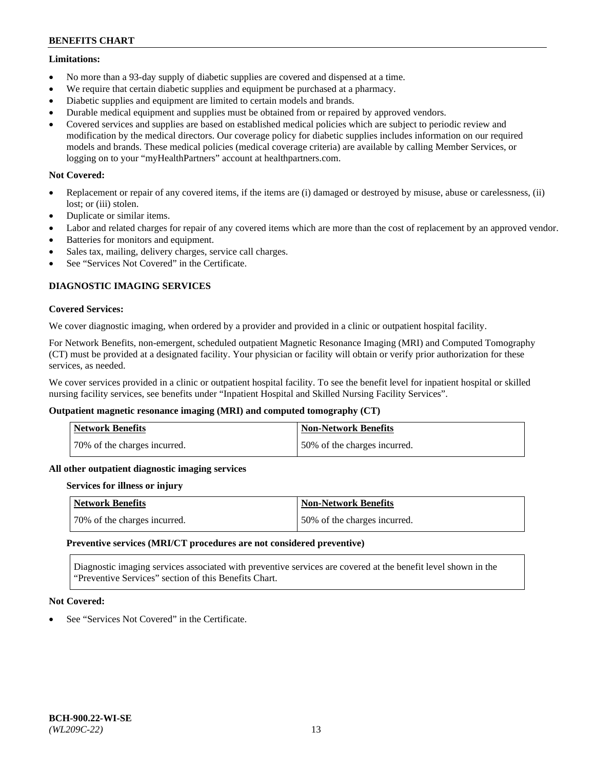**Limitations:**

- No more than a 93-day supply of diabetic supplies are covered and dispensed at a time.
- We require that certain diabetic supplies and equipment be purchased at a pharmacy.
- Diabetic supplies and equipment are limited to certain models and brands.
- Durable medical equipment and supplies must be obtained from or repaired by approved vendors.
- Covered services and supplies are based on established medical policies which are subject to periodic review and modification by the medical directors. Our coverage policy for diabetic supplies includes information on our required models and brands. These medical policies (medical coverage criteria) are available by calling Member Services, or logging on to your "myHealthPartners" account at healthpartners.com.

**Not Covered:**

- Replacement or repair of any covered items, if the items are (i) damaged or destroyed by misuse, abuse or carelessness, (ii) lost; or (iii) stolen.
- Duplicate or similar items.
- Labor and related charges for repair of any covered items which are more than the cost of replacement by an approved vendor.
- Batteries for monitors and equipment.
- Sales tax, mailing, delivery charges, service call charges.
- See "Services Not Covered" in the Certificate.

## DIAGNOSTIC IMAGING SERVICES

**Covered Services:**

We cover diagnostic imaging, when ordered by a provider and provided in a clinic or outpatient hospital facility.

For Network Benefits, non-emergent, scheduled outpatient Magnetic Resonance Imaging (MRI) and Computed Tomography (CT) must be provided at a designated facility. Your physician or facility will obtain or verify prior authorization for these services, as needed.

We cover services provided in a clinic or outpatient hospital facility. To see the benefit level for inpatient hospital or skilled nursing facility services, see benefits under "Inpatient Hospital and Skilled Nursing Facility Services".

**Outpatient magnetic resonance imaging (MRI) and computed tomography (CT)**

| Network Benefits | Non-Network Benefits |
|---|---|
| 70% of the charges incurred. | 50% of the charges incurred. |

**All other outpatient diagnostic imaging services**

**Services for illness or injury**

| Network Benefits | Non-Network Benefits |
|---|---|
| 70% of the charges incurred. | 50% of the charges incurred. |

**Preventive services (MRI/CT procedures are not considered preventive)**

Diagnostic imaging services associated with preventive services are covered at the benefit level shown in the "Preventive Services" section of this Benefits Chart.

**Not Covered:**

- See "Services Not Covered" in the Certificate.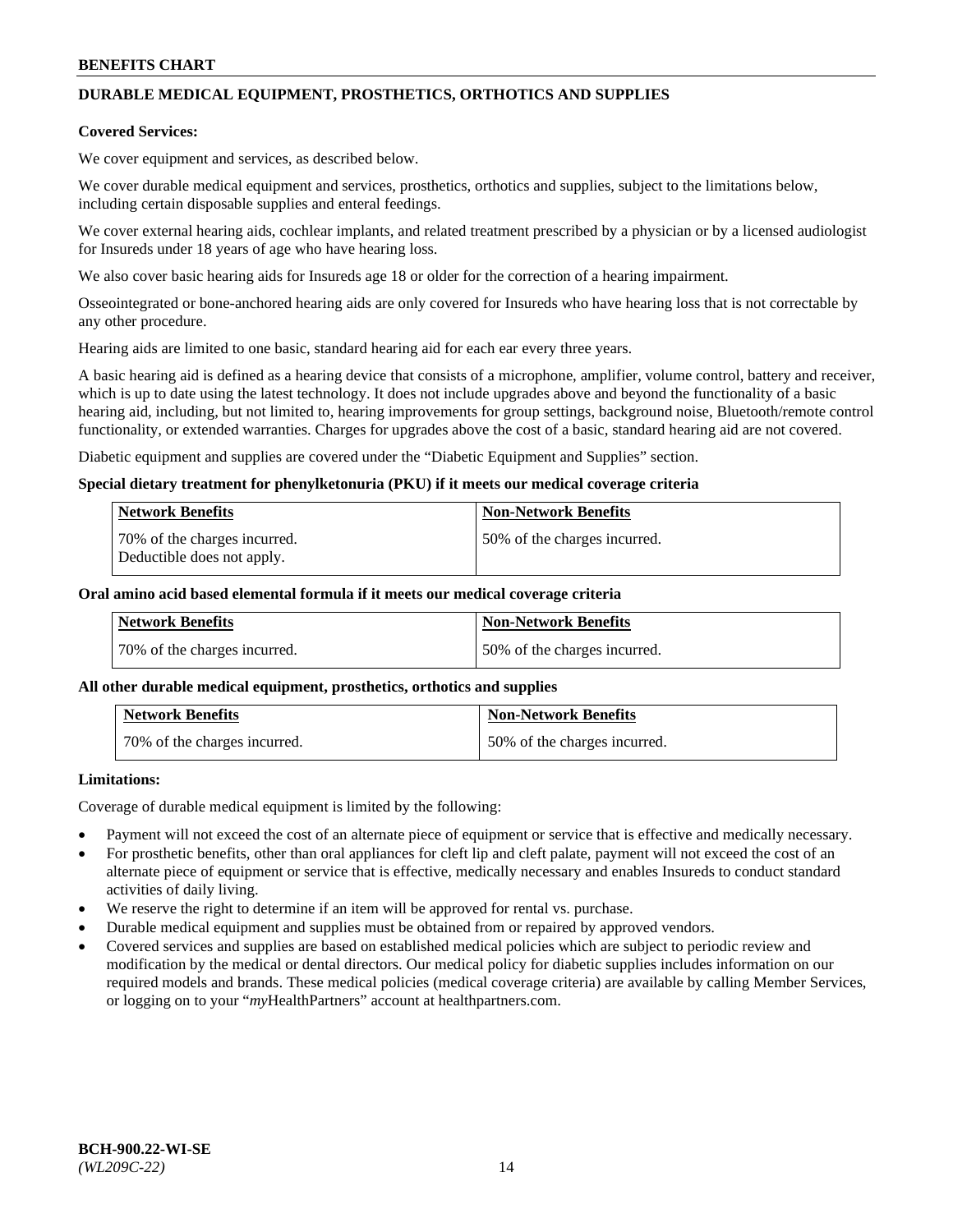## DURABLE MEDICAL EQUIPMENT, PROSTHETICS, ORTHOTICS AND SUPPLIES

**Covered Services:**

We cover equipment and services, as described below.

We cover durable medical equipment and services, prosthetics, orthotics and supplies, subject to the limitations below, including certain disposable supplies and enteral feedings.

We cover external hearing aids, cochlear implants, and related treatment prescribed by a physician or by a licensed audiologist for Insureds under 18 years of age who have hearing loss.

We also cover basic hearing aids for Insureds age 18 or older for the correction of a hearing impairment.

Osseointegrated or bone-anchored hearing aids are only covered for Insureds who have hearing loss that is not correctable by any other procedure.

Hearing aids are limited to one basic, standard hearing aid for each ear every three years.

A basic hearing aid is defined as a hearing device that consists of a microphone, amplifier, volume control, battery and receiver, which is up to date using the latest technology. It does not include upgrades above and beyond the functionality of a basic hearing aid, including, but not limited to, hearing improvements for group settings, background noise, Bluetooth/remote control functionality, or extended warranties. Charges for upgrades above the cost of a basic, standard hearing aid are not covered.

Diabetic equipment and supplies are covered under the "Diabetic Equipment and Supplies" section.

**Special dietary treatment for phenylketonuria (PKU) if it meets our medical coverage criteria**

| Network Benefits | Non-Network Benefits |
|---|---|
| 70% of the charges incurred. Deductible does not apply. | 50% of the charges incurred. |

**Oral amino acid based elemental formula if it meets our medical coverage criteria**

| Network Benefits | Non-Network Benefits |
|---|---|
| 70% of the charges incurred. | 50% of the charges incurred. |

**All other durable medical equipment, prosthetics, orthotics and supplies**

| Network Benefits | Non-Network Benefits |
|---|---|
| 70% of the charges incurred. | 50% of the charges incurred. |

**Limitations:**

Coverage of durable medical equipment is limited by the following:

- Payment will not exceed the cost of an alternate piece of equipment or service that is effective and medically necessary.
- For prosthetic benefits, other than oral appliances for cleft lip and cleft palate, payment will not exceed the cost of an alternate piece of equipment or service that is effective, medically necessary and enables Insureds to conduct standard activities of daily living.
- We reserve the right to determine if an item will be approved for rental vs. purchase.
- Durable medical equipment and supplies must be obtained from or repaired by approved vendors.
- Covered services and supplies are based on established medical policies which are subject to periodic review and modification by the medical or dental directors. Our medical policy for diabetic supplies includes information on our required models and brands. These medical policies (medical coverage criteria) are available by calling Member Services, or logging on to your "*my*HealthPartners" account at healthpartners.com.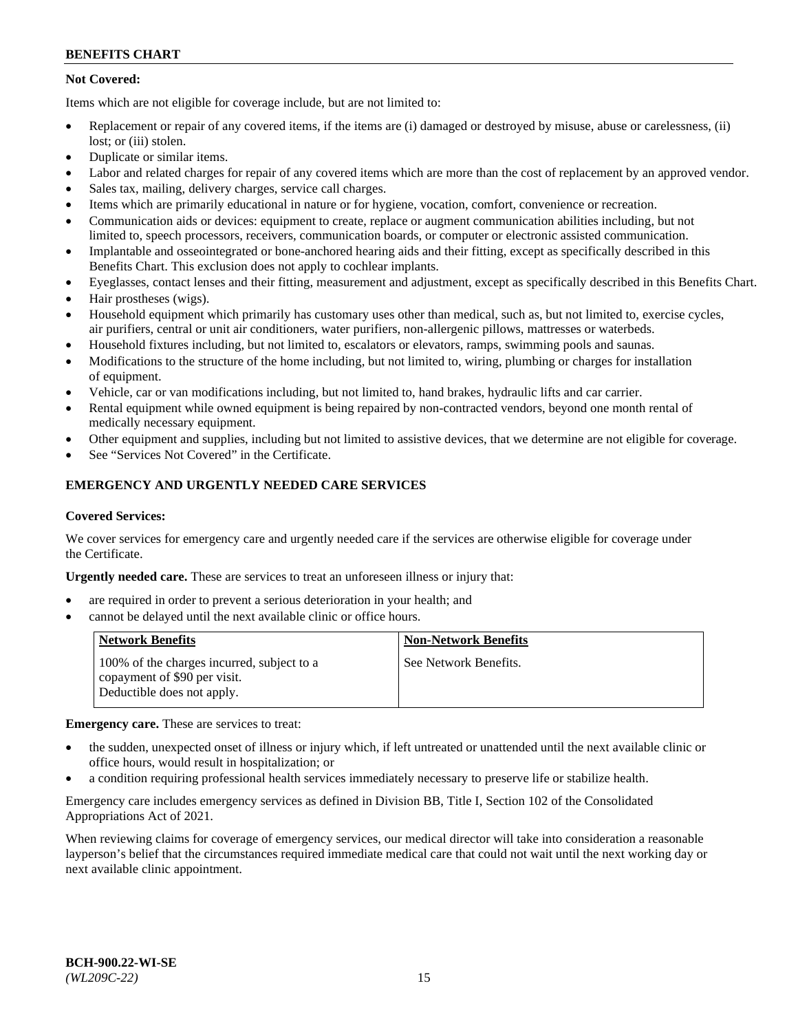**Not Covered:**

Items which are not eligible for coverage include, but are not limited to:

- Replacement or repair of any covered items, if the items are (i) damaged or destroyed by misuse, abuse or carelessness, (ii) lost; or (iii) stolen.
- Duplicate or similar items.
- Labor and related charges for repair of any covered items which are more than the cost of replacement by an approved vendor.
- Sales tax, mailing, delivery charges, service call charges.
- Items which are primarily educational in nature or for hygiene, vocation, comfort, convenience or recreation.
- Communication aids or devices: equipment to create, replace or augment communication abilities including, but not limited to, speech processors, receivers, communication boards, or computer or electronic assisted communication.
- Implantable and osseointegrated or bone-anchored hearing aids and their fitting, except as specifically described in this Benefits Chart. This exclusion does not apply to cochlear implants.
- Eyeglasses, contact lenses and their fitting, measurement and adjustment, except as specifically described in this Benefits Chart.
- Hair prostheses (wigs).
- Household equipment which primarily has customary uses other than medical, such as, but not limited to, exercise cycles, air purifiers, central or unit air conditioners, water purifiers, non-allergenic pillows, mattresses or waterbeds.
- Household fixtures including, but not limited to, escalators or elevators, ramps, swimming pools and saunas.
- Modifications to the structure of the home including, but not limited to, wiring, plumbing or charges for installation of equipment.
- Vehicle, car or van modifications including, but not limited to, hand brakes, hydraulic lifts and car carrier.
- Rental equipment while owned equipment is being repaired by non-contracted vendors, beyond one month rental of medically necessary equipment.
- Other equipment and supplies, including but not limited to assistive devices, that we determine are not eligible for coverage.
- See "Services Not Covered" in the Certificate.

## EMERGENCY AND URGENTLY NEEDED CARE SERVICES

**Covered Services:**

We cover services for emergency care and urgently needed care if the services are otherwise eligible for coverage under the Certificate.

**Urgently needed care.** These are services to treat an unforeseen illness or injury that:

- are required in order to prevent a serious deterioration in your health; and
- cannot be delayed until the next available clinic or office hours.

| Network Benefits | Non-Network Benefits |
|---|---|
| 100% of the charges incurred, subject to a copayment of $90 per visit. Deductible does not apply. | See Network Benefits. |

**Emergency care.** These are services to treat:

- the sudden, unexpected onset of illness or injury which, if left untreated or unattended until the next available clinic or office hours, would result in hospitalization; or
- a condition requiring professional health services immediately necessary to preserve life or stabilize health.

Emergency care includes emergency services as defined in Division BB, Title I, Section 102 of the Consolidated Appropriations Act of 2021.

When reviewing claims for coverage of emergency services, our medical director will take into consideration a reasonable layperson's belief that the circumstances required immediate medical care that could not wait until the next working day or next available clinic appointment.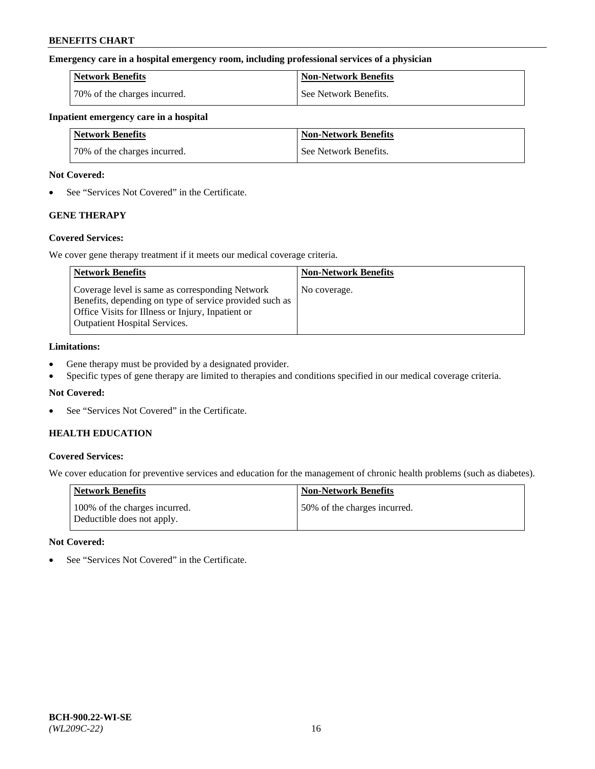**Emergency care in a hospital emergency room, including professional services of a physician**

| Network Benefits | Non-Network Benefits |
|---|---|
| 70% of the charges incurred. | See Network Benefits. |

**Inpatient emergency care in a hospital**

| Network Benefits | Non-Network Benefits |
|---|---|
| 70% of the charges incurred. | See Network Benefits. |

**Not Covered:**

- See "Services Not Covered" in the Certificate.

### GENE THERAPY

**Covered Services:**

We cover gene therapy treatment if it meets our medical coverage criteria.

| Network Benefits | Non-Network Benefits |
|---|---|
| Coverage level is same as corresponding Network Benefits, depending on type of service provided such as Office Visits for Illness or Injury, Inpatient or Outpatient Hospital Services. | No coverage. |

**Limitations:**

- Gene therapy must be provided by a designated provider.
- Specific types of gene therapy are limited to therapies and conditions specified in our medical coverage criteria.

**Not Covered:**

- See "Services Not Covered" in the Certificate.

### HEALTH EDUCATION

**Covered Services:**

We cover education for preventive services and education for the management of chronic health problems (such as diabetes).

| Network Benefits | Non-Network Benefits |
|---|---|
| 100% of the charges incurred. Deductible does not apply. | 50% of the charges incurred. |

**Not Covered:**

- See "Services Not Covered" in the Certificate.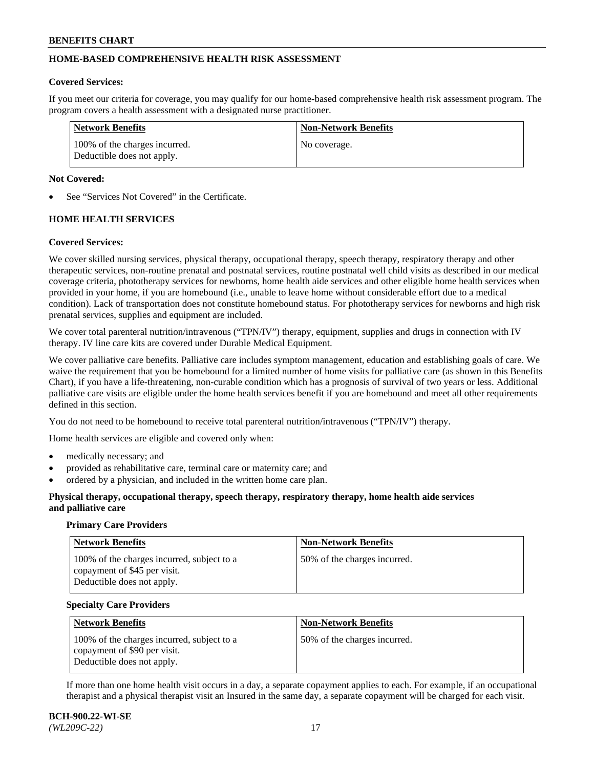## HOME-BASED COMPREHENSIVE HEALTH RISK ASSESSMENT

**Covered Services:**

If you meet our criteria for coverage, you may qualify for our home-based comprehensive health risk assessment program. The program covers a health assessment with a designated nurse practitioner.

| Network Benefits | Non-Network Benefits |
|---|---|
| 100% of the charges incurred. Deductible does not apply. | No coverage. |

**Not Covered:**

- See "Services Not Covered" in the Certificate.

## HOME HEALTH SERVICES

**Covered Services:**

We cover skilled nursing services, physical therapy, occupational therapy, speech therapy, respiratory therapy and other therapeutic services, non-routine prenatal and postnatal services, routine postnatal well child visits as described in our medical coverage criteria, phototherapy services for newborns, home health aide services and other eligible home health services when provided in your home, if you are homebound (i.e., unable to leave home without considerable effort due to a medical condition). Lack of transportation does not constitute homebound status. For phototherapy services for newborns and high risk prenatal services, supplies and equipment are included.

We cover total parenteral nutrition/intravenous ("TPN/IV") therapy, equipment, supplies and drugs in connection with IV therapy. IV line care kits are covered under Durable Medical Equipment.

We cover palliative care benefits. Palliative care includes symptom management, education and establishing goals of care. We waive the requirement that you be homebound for a limited number of home visits for palliative care (as shown in this Benefits Chart), if you have a life-threatening, non-curable condition which has a prognosis of survival of two years or less. Additional palliative care visits are eligible under the home health services benefit if you are homebound and meet all other requirements defined in this section.

You do not need to be homebound to receive total parenteral nutrition/intravenous ("TPN/IV") therapy.

Home health services are eligible and covered only when:

- medically necessary; and
- provided as rehabilitative care, terminal care or maternity care; and
- ordered by a physician, and included in the written home care plan.

**Physical therapy, occupational therapy, speech therapy, respiratory therapy, home health aide services and palliative care**

**Primary Care Providers**

| Network Benefits | Non-Network Benefits |
|---|---|
| 100% of the charges incurred, subject to a copayment of $45 per visit. Deductible does not apply. | 50% of the charges incurred. |

**Specialty Care Providers**

| Network Benefits | Non-Network Benefits |
|---|---|
| 100% of the charges incurred, subject to a copayment of $90 per visit. Deductible does not apply. | 50% of the charges incurred. |

If more than one home health visit occurs in a day, a separate copayment applies to each. For example, if an occupational therapist and a physical therapist visit an Insured in the same day, a separate copayment will be charged for each visit.

BCH-900.22-WI-SE
*(WL209C-22)*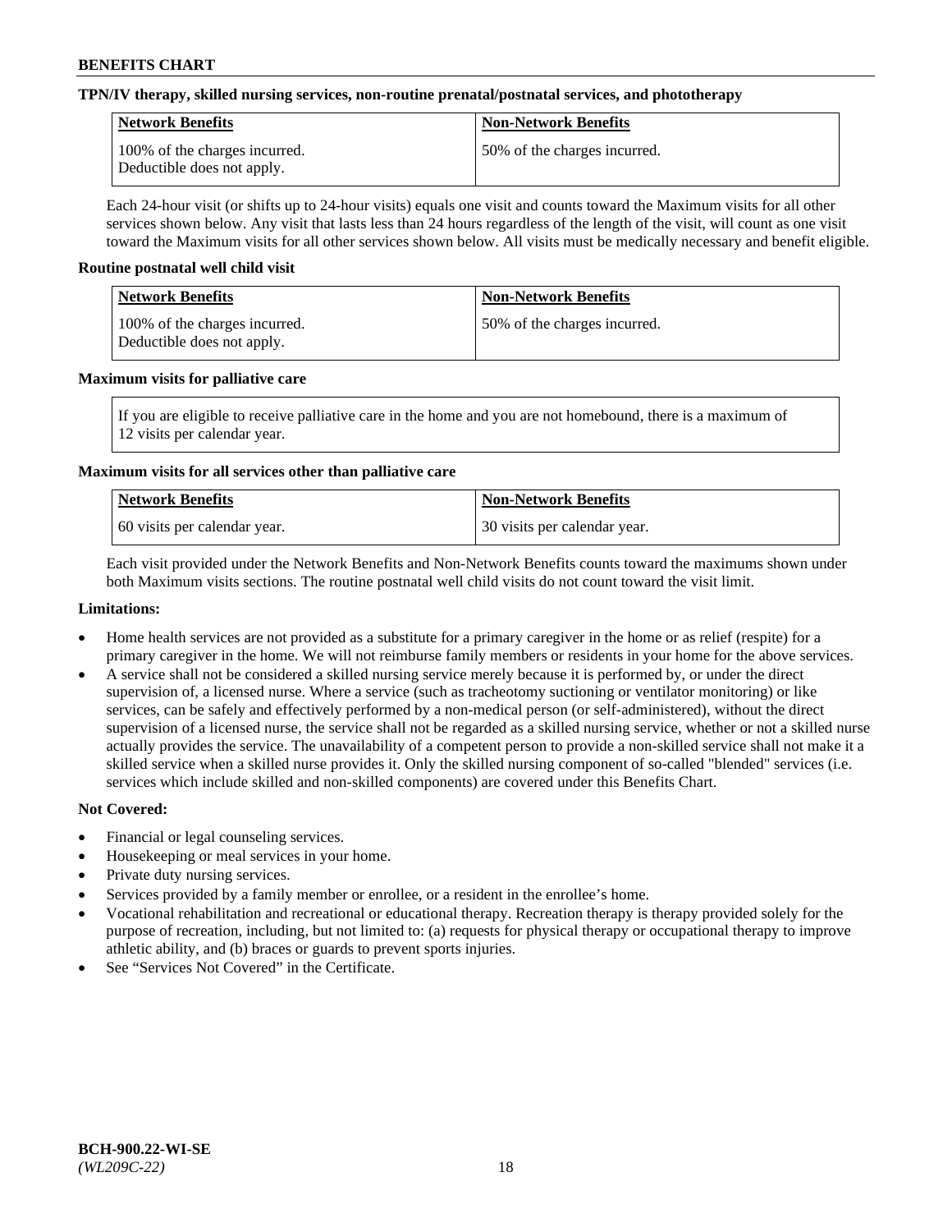**TPN/IV therapy, skilled nursing services, non-routine prenatal/postnatal services, and phototherapy**

| Network Benefits | Non-Network Benefits |
|---|---|
| 100% of the charges incurred. Deductible does not apply. | 50% of the charges incurred. |

Each 24-hour visit (or shifts up to 24-hour visits) equals one visit and counts toward the Maximum visits for all other services shown below. Any visit that lasts less than 24 hours regardless of the length of the visit, will count as one visit toward the Maximum visits for all other services shown below. All visits must be medically necessary and benefit eligible.

**Routine postnatal well child visit**

| Network Benefits | Non-Network Benefits |
|---|---|
| 100% of the charges incurred. Deductible does not apply. | 50% of the charges incurred. |

**Maximum visits for palliative care**

If you are eligible to receive palliative care in the home and you are not homebound, there is a maximum of 12 visits per calendar year.

**Maximum visits for all services other than palliative care**

| Network Benefits | Non-Network Benefits |
|---|---|
| 60 visits per calendar year. | 30 visits per calendar year. |

Each visit provided under the Network Benefits and Non-Network Benefits counts toward the maximums shown under both Maximum visits sections. The routine postnatal well child visits do not count toward the visit limit.

**Limitations:**

- Home health services are not provided as a substitute for a primary caregiver in the home or as relief (respite) for a primary caregiver in the home. We will not reimburse family members or residents in your home for the above services.
- A service shall not be considered a skilled nursing service merely because it is performed by, or under the direct supervision of, a licensed nurse. Where a service (such as tracheotomy suctioning or ventilator monitoring) or like services, can be safely and effectively performed by a non-medical person (or self-administered), without the direct supervision of a licensed nurse, the service shall not be regarded as a skilled nursing service, whether or not a skilled nurse actually provides the service. The unavailability of a competent person to provide a non-skilled service shall not make it a skilled service when a skilled nurse provides it. Only the skilled nursing component of so-called "blended" services (i.e. services which include skilled and non-skilled components) are covered under this Benefits Chart.

**Not Covered:**

- Financial or legal counseling services.
- Housekeeping or meal services in your home.
- Private duty nursing services.
- Services provided by a family member or enrollee, or a resident in the enrollee's home.
- Vocational rehabilitation and recreational or educational therapy. Recreation therapy is therapy provided solely for the purpose of recreation, including, but not limited to: (a) requests for physical therapy or occupational therapy to improve athletic ability, and (b) braces or guards to prevent sports injuries.
- See "Services Not Covered" in the Certificate.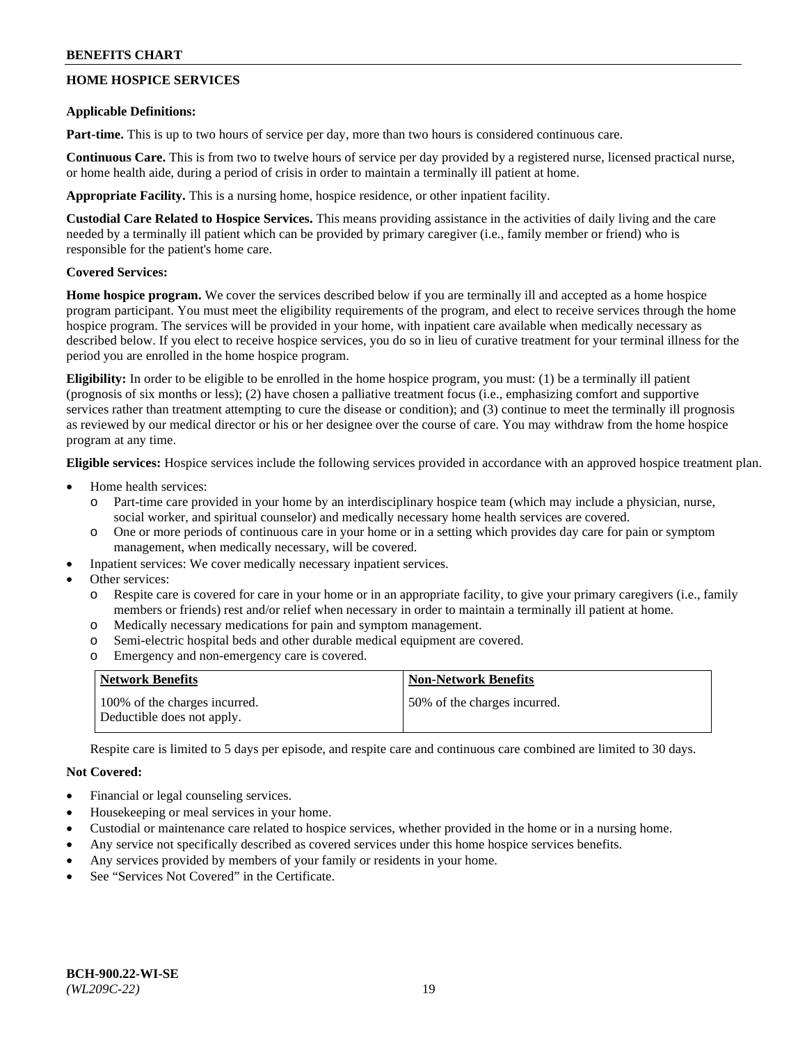**BENEFITS CHART**

## HOME HOSPICE SERVICES

**Applicable Definitions:**

**Part-time.** This is up to two hours of service per day, more than two hours is considered continuous care.

**Continuous Care.** This is from two to twelve hours of service per day provided by a registered nurse, licensed practical nurse, or home health aide, during a period of crisis in order to maintain a terminally ill patient at home.

**Appropriate Facility.** This is a nursing home, hospice residence, or other inpatient facility.

**Custodial Care Related to Hospice Services.** This means providing assistance in the activities of daily living and the care needed by a terminally ill patient which can be provided by primary caregiver (i.e., family member or friend) who is responsible for the patient's home care.

**Covered Services:**

**Home hospice program.** We cover the services described below if you are terminally ill and accepted as a home hospice program participant. You must meet the eligibility requirements of the program, and elect to receive services through the home hospice program. The services will be provided in your home, with inpatient care available when medically necessary as described below. If you elect to receive hospice services, you do so in lieu of curative treatment for your terminal illness for the period you are enrolled in the home hospice program.

**Eligibility:** In order to be eligible to be enrolled in the home hospice program, you must: (1) be a terminally ill patient (prognosis of six months or less); (2) have chosen a palliative treatment focus (i.e., emphasizing comfort and supportive services rather than treatment attempting to cure the disease or condition); and (3) continue to meet the terminally ill prognosis as reviewed by our medical director or his or her designee over the course of care. You may withdraw from the home hospice program at any time.

**Eligible services:** Hospice services include the following services provided in accordance with an approved hospice treatment plan.

- Home health services:
  - o Part-time care provided in your home by an interdisciplinary hospice team (which may include a physician, nurse, social worker, and spiritual counselor) and medically necessary home health services are covered.
  - o One or more periods of continuous care in your home or in a setting which provides day care for pain or symptom management, when medically necessary, will be covered.
- Inpatient services: We cover medically necessary inpatient services.
- Other services:
  - o Respite care is covered for care in your home or in an appropriate facility, to give your primary caregivers (i.e., family members or friends) rest and/or relief when necessary in order to maintain a terminally ill patient at home.
  - o Medically necessary medications for pain and symptom management.
  - o Semi-electric hospital beds and other durable medical equipment are covered.
  - o Emergency and non-emergency care is covered.

| Network Benefits | Non-Network Benefits |
|---|---|
| 100% of the charges incurred. Deductible does not apply. | 50% of the charges incurred. |

Respite care is limited to 5 days per episode, and respite care and continuous care combined are limited to 30 days.

**Not Covered:**

- Financial or legal counseling services.
- Housekeeping or meal services in your home.
- Custodial or maintenance care related to hospice services, whether provided in the home or in a nursing home.
- Any service not specifically described as covered services under this home hospice services benefits.
- Any services provided by members of your family or residents in your home.
- See "Services Not Covered" in the Certificate.

**BCH-900.22-WI-SE**
*(WL209C-22)*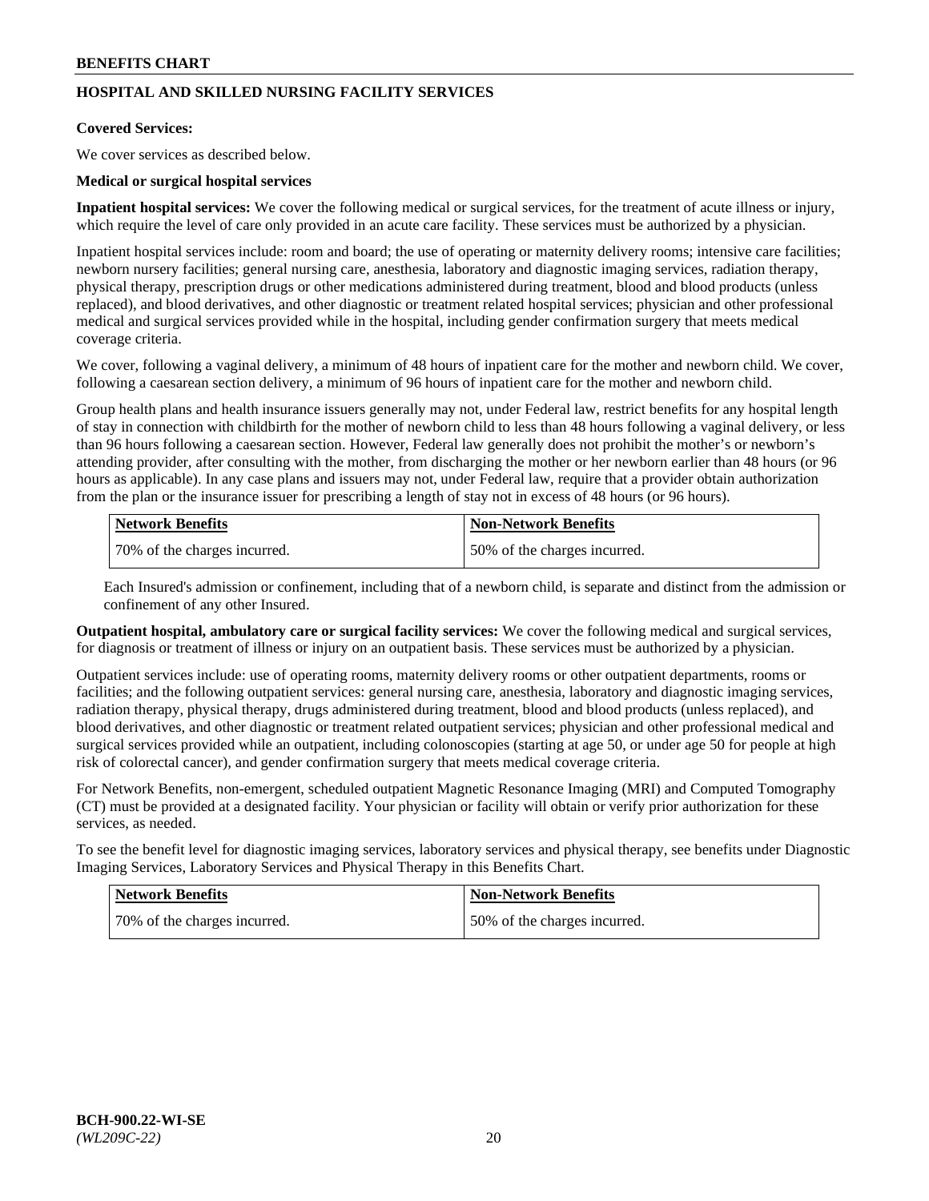## HOSPITAL AND SKILLED NURSING FACILITY SERVICES

**Covered Services:**

We cover services as described below.

**Medical or surgical hospital services**

**Inpatient hospital services:** We cover the following medical or surgical services, for the treatment of acute illness or injury, which require the level of care only provided in an acute care facility. These services must be authorized by a physician.

Inpatient hospital services include: room and board; the use of operating or maternity delivery rooms; intensive care facilities; newborn nursery facilities; general nursing care, anesthesia, laboratory and diagnostic imaging services, radiation therapy, physical therapy, prescription drugs or other medications administered during treatment, blood and blood products (unless replaced), and blood derivatives, and other diagnostic or treatment related hospital services; physician and other professional medical and surgical services provided while in the hospital, including gender confirmation surgery that meets medical coverage criteria.

We cover, following a vaginal delivery, a minimum of 48 hours of inpatient care for the mother and newborn child. We cover, following a caesarean section delivery, a minimum of 96 hours of inpatient care for the mother and newborn child.

Group health plans and health insurance issuers generally may not, under Federal law, restrict benefits for any hospital length of stay in connection with childbirth for the mother of newborn child to less than 48 hours following a vaginal delivery, or less than 96 hours following a caesarean section. However, Federal law generally does not prohibit the mother's or newborn's attending provider, after consulting with the mother, from discharging the mother or her newborn earlier than 48 hours (or 96 hours as applicable). In any case plans and issuers may not, under Federal law, require that a provider obtain authorization from the plan or the insurance issuer for prescribing a length of stay not in excess of 48 hours (or 96 hours).

| Network Benefits | Non-Network Benefits |
| --- | --- |
| 70% of the charges incurred. | 50% of the charges incurred. |

Each Insured's admission or confinement, including that of a newborn child, is separate and distinct from the admission or confinement of any other Insured.

**Outpatient hospital, ambulatory care or surgical facility services:** We cover the following medical and surgical services, for diagnosis or treatment of illness or injury on an outpatient basis. These services must be authorized by a physician.

Outpatient services include: use of operating rooms, maternity delivery rooms or other outpatient departments, rooms or facilities; and the following outpatient services: general nursing care, anesthesia, laboratory and diagnostic imaging services, radiation therapy, physical therapy, drugs administered during treatment, blood and blood products (unless replaced), and blood derivatives, and other diagnostic or treatment related outpatient services; physician and other professional medical and surgical services provided while an outpatient, including colonoscopies (starting at age 50, or under age 50 for people at high risk of colorectal cancer), and gender confirmation surgery that meets medical coverage criteria.

For Network Benefits, non-emergent, scheduled outpatient Magnetic Resonance Imaging (MRI) and Computed Tomography (CT) must be provided at a designated facility. Your physician or facility will obtain or verify prior authorization for these services, as needed.

To see the benefit level for diagnostic imaging services, laboratory services and physical therapy, see benefits under Diagnostic Imaging Services, Laboratory Services and Physical Therapy in this Benefits Chart.

| Network Benefits | Non-Network Benefits |
| --- | --- |
| 70% of the charges incurred. | 50% of the charges incurred. |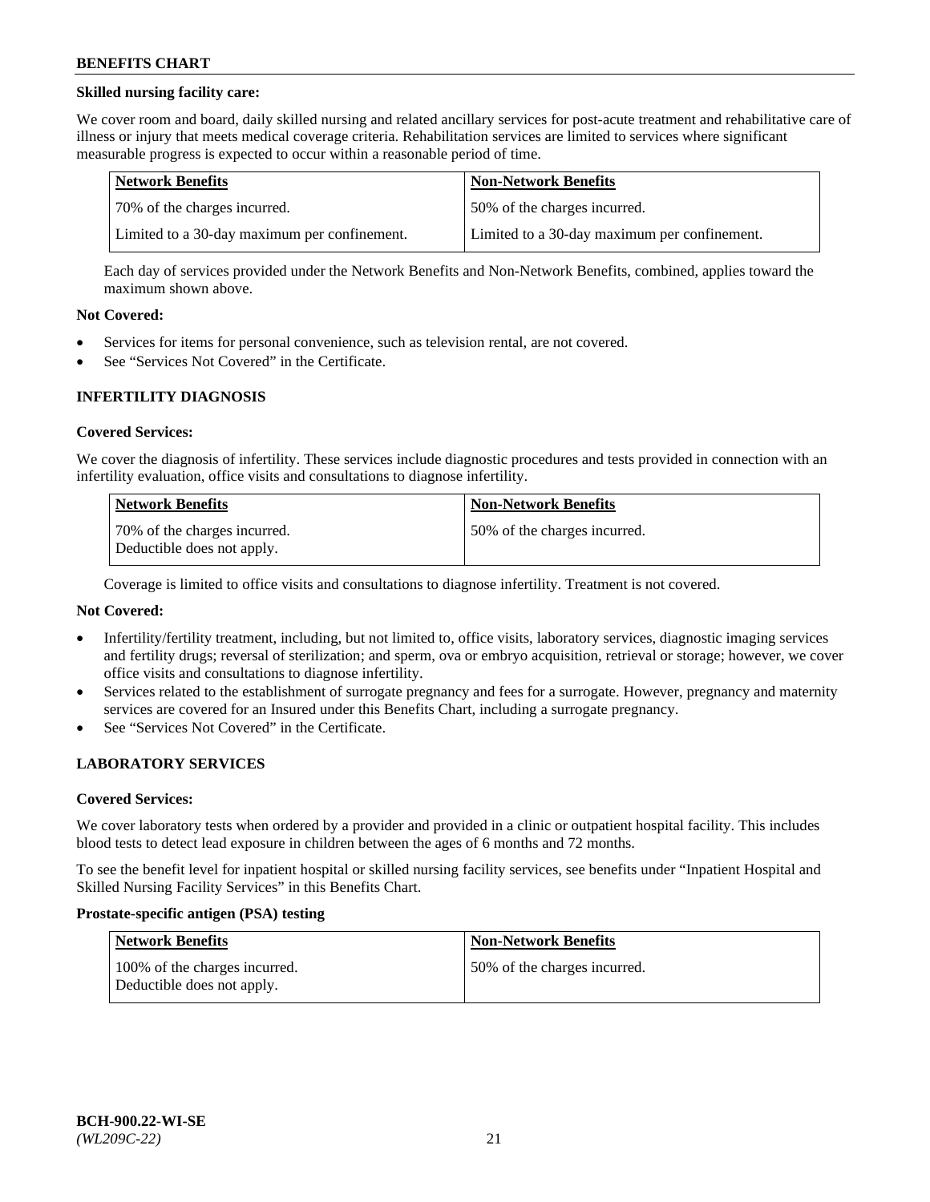**Skilled nursing facility care:**

We cover room and board, daily skilled nursing and related ancillary services for post-acute treatment and rehabilitative care of illness or injury that meets medical coverage criteria. Rehabilitation services are limited to services where significant measurable progress is expected to occur within a reasonable period of time.

| Network Benefits | Non-Network Benefits |
| --- | --- |
| 70% of the charges incurred. | 50% of the charges incurred. |
| Limited to a 30-day maximum per confinement. | Limited to a 30-day maximum per confinement. |

Each day of services provided under the Network Benefits and Non-Network Benefits, combined, applies toward the maximum shown above.

**Not Covered:**

- Services for items for personal convenience, such as television rental, are not covered.
- See "Services Not Covered" in the Certificate.

## INFERTILITY DIAGNOSIS

**Covered Services:**

We cover the diagnosis of infertility. These services include diagnostic procedures and tests provided in connection with an infertility evaluation, office visits and consultations to diagnose infertility.

| Network Benefits | Non-Network Benefits |
| --- | --- |
| 70% of the charges incurred. Deductible does not apply. | 50% of the charges incurred. |

Coverage is limited to office visits and consultations to diagnose infertility. Treatment is not covered.

**Not Covered:**

- Infertility/fertility treatment, including, but not limited to, office visits, laboratory services, diagnostic imaging services and fertility drugs; reversal of sterilization; and sperm, ova or embryo acquisition, retrieval or storage; however, we cover office visits and consultations to diagnose infertility.
- Services related to the establishment of surrogate pregnancy and fees for a surrogate. However, pregnancy and maternity services are covered for an Insured under this Benefits Chart, including a surrogate pregnancy.
- See "Services Not Covered" in the Certificate.

## LABORATORY SERVICES

**Covered Services:**

We cover laboratory tests when ordered by a provider and provided in a clinic or outpatient hospital facility. This includes blood tests to detect lead exposure in children between the ages of 6 months and 72 months.

To see the benefit level for inpatient hospital or skilled nursing facility services, see benefits under "Inpatient Hospital and Skilled Nursing Facility Services" in this Benefits Chart.

**Prostate-specific antigen (PSA) testing**

| Network Benefits | Non-Network Benefits |
| --- | --- |
| 100% of the charges incurred. Deductible does not apply. | 50% of the charges incurred. |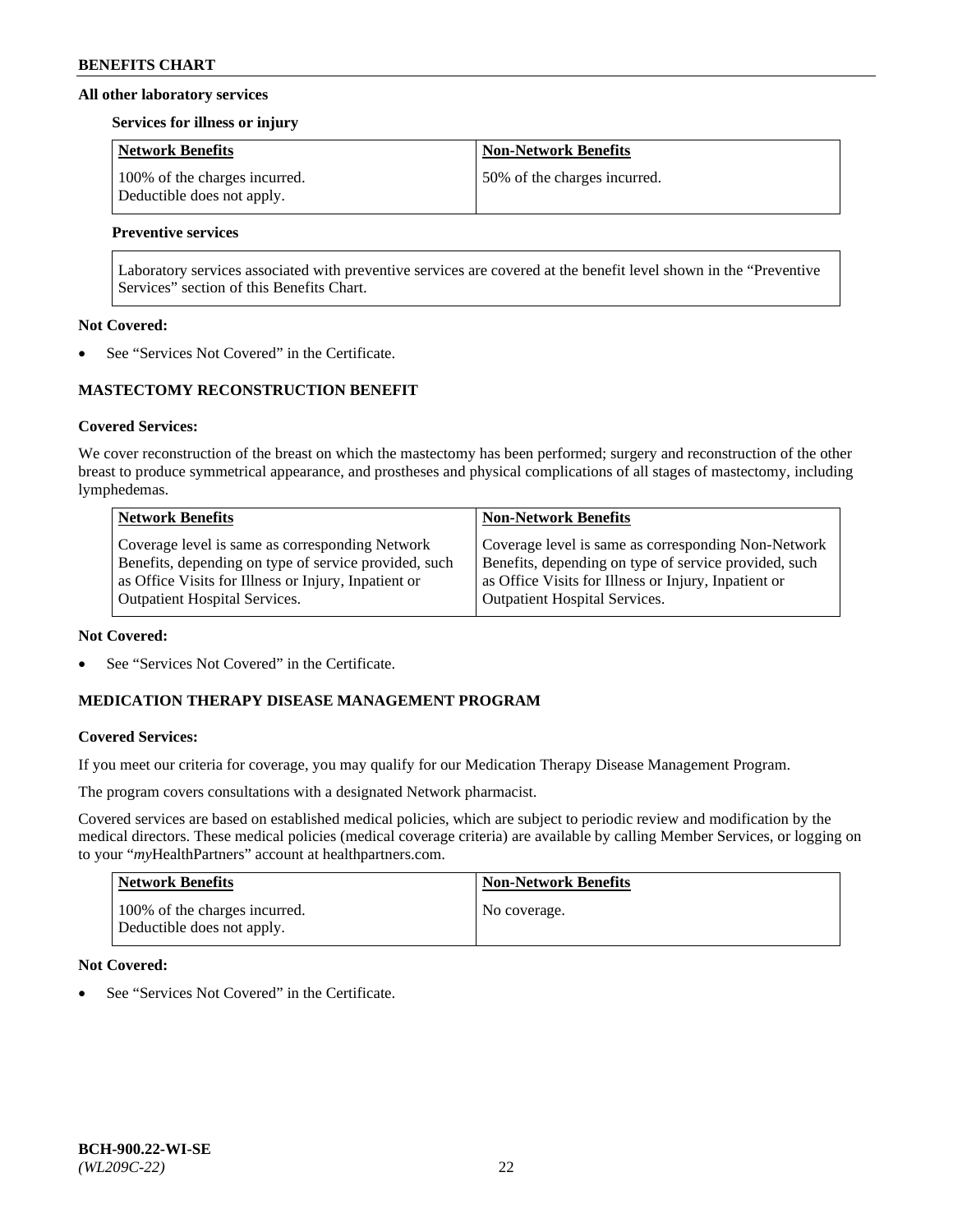**All other laboratory services**

**Services for illness or injury**

| Network Benefits | Non-Network Benefits |
| --- | --- |
| 100% of the charges incurred. Deductible does not apply. | 50% of the charges incurred. |

**Preventive services**

| Laboratory services associated with preventive services are covered at the benefit level shown in the "Preventive Services" section of this Benefits Chart. |
| --- |

**Not Covered:**

- See "Services Not Covered" in the Certificate.

**MASTECTOMY RECONSTRUCTION BENEFIT**

**Covered Services:**

We cover reconstruction of the breast on which the mastectomy has been performed; surgery and reconstruction of the other breast to produce symmetrical appearance, and prostheses and physical complications of all stages of mastectomy, including lymphedemas.

| Network Benefits | Non-Network Benefits |
| --- | --- |
| Coverage level is same as corresponding Network Benefits, depending on type of service provided, such as Office Visits for Illness or Injury, Inpatient or Outpatient Hospital Services. | Coverage level is same as corresponding Non-Network Benefits, depending on type of service provided, such as Office Visits for Illness or Injury, Inpatient or Outpatient Hospital Services. |

**Not Covered:**

- See "Services Not Covered" in the Certificate.

**MEDICATION THERAPY DISEASE MANAGEMENT PROGRAM**

**Covered Services:**

If you meet our criteria for coverage, you may qualify for our Medication Therapy Disease Management Program.

The program covers consultations with a designated Network pharmacist.

Covered services are based on established medical policies, which are subject to periodic review and modification by the medical directors. These medical policies (medical coverage criteria) are available by calling Member Services, or logging on to your "*my*HealthPartners" account at healthpartners.com.

| Network Benefits | Non-Network Benefits |
| --- | --- |
| 100% of the charges incurred. Deductible does not apply. | No coverage. |

**Not Covered:**

- See "Services Not Covered" in the Certificate.

BCH-900.22-WI-SE
*(WL209C-22)*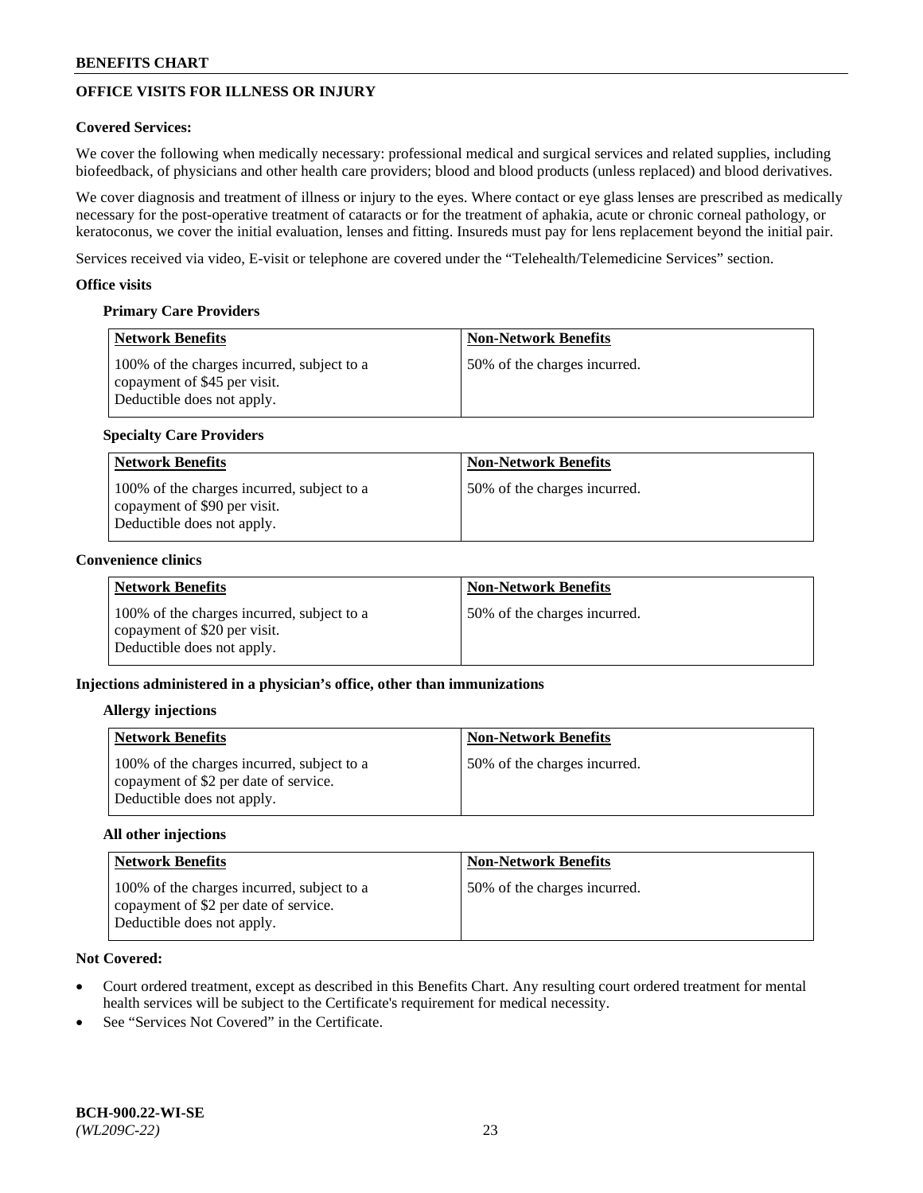## OFFICE VISITS FOR ILLNESS OR INJURY

**Covered Services:**

We cover the following when medically necessary: professional medical and surgical services and related supplies, including biofeedback, of physicians and other health care providers; blood and blood products (unless replaced) and blood derivatives.

We cover diagnosis and treatment of illness or injury to the eyes. Where contact or eye glass lenses are prescribed as medically necessary for the post-operative treatment of cataracts or for the treatment of aphakia, acute or chronic corneal pathology, or keratoconus, we cover the initial evaluation, lenses and fitting. Insureds must pay for lens replacement beyond the initial pair.

Services received via video, E-visit or telephone are covered under the "Telehealth/Telemedicine Services" section.

**Office visits**

**Primary Care Providers**

| Network Benefits | Non-Network Benefits |
|---|---|
| 100% of the charges incurred, subject to a copayment of $45 per visit. Deductible does not apply. | 50% of the charges incurred. |

**Specialty Care Providers**

| Network Benefits | Non-Network Benefits |
|---|---|
| 100% of the charges incurred, subject to a copayment of $90 per visit. Deductible does not apply. | 50% of the charges incurred. |

**Convenience clinics**

| Network Benefits | Non-Network Benefits |
|---|---|
| 100% of the charges incurred, subject to a copayment of $20 per visit. Deductible does not apply. | 50% of the charges incurred. |

**Injections administered in a physician's office, other than immunizations**

**Allergy injections**

| Network Benefits | Non-Network Benefits |
|---|---|
| 100% of the charges incurred, subject to a copayment of $2 per date of service. Deductible does not apply. | 50% of the charges incurred. |

**All other injections**

| Network Benefits | Non-Network Benefits |
|---|---|
| 100% of the charges incurred, subject to a copayment of $2 per date of service. Deductible does not apply. | 50% of the charges incurred. |

**Not Covered:**

- Court ordered treatment, except as described in this Benefits Chart. Any resulting court ordered treatment for mental health services will be subject to the Certificate's requirement for medical necessity.
- See "Services Not Covered" in the Certificate.

**BCH-900.22-WI-SE**
*(WL209C-22)*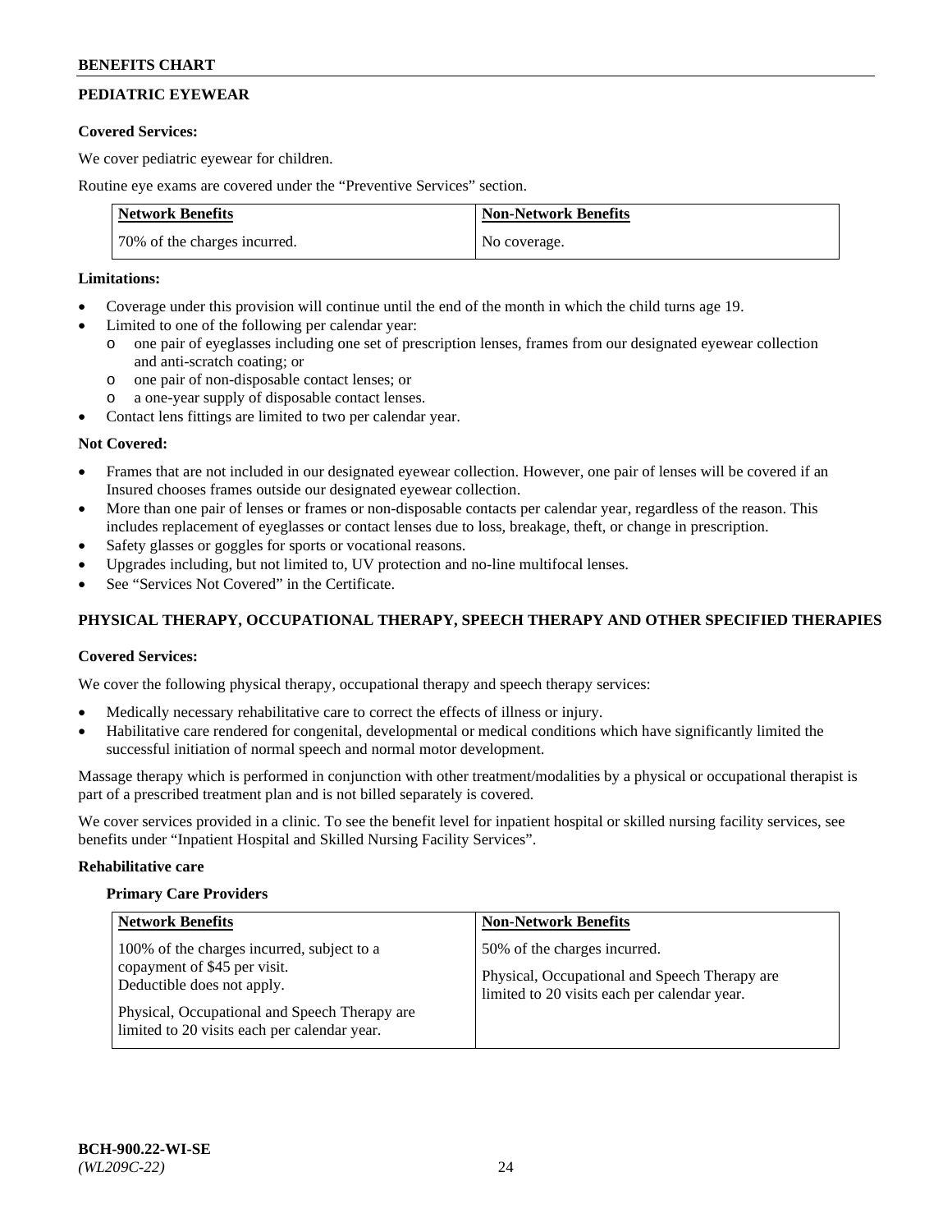## PEDIATRIC EYEWEAR

**Covered Services:**

We cover pediatric eyewear for children.

Routine eye exams are covered under the "Preventive Services" section.

| Network Benefits | Non-Network Benefits |
|---|---|
| 70% of the charges incurred. | No coverage. |

**Limitations:**

- Coverage under this provision will continue until the end of the month in which the child turns age 19.
- Limited to one of the following per calendar year:
  - one pair of eyeglasses including one set of prescription lenses, frames from our designated eyewear collection and anti-scratch coating; or
  - one pair of non-disposable contact lenses; or
  - a one-year supply of disposable contact lenses.
- Contact lens fittings are limited to two per calendar year.

**Not Covered:**

- Frames that are not included in our designated eyewear collection. However, one pair of lenses will be covered if an Insured chooses frames outside our designated eyewear collection.
- More than one pair of lenses or frames or non-disposable contacts per calendar year, regardless of the reason. This includes replacement of eyeglasses or contact lenses due to loss, breakage, theft, or change in prescription.
- Safety glasses or goggles for sports or vocational reasons.
- Upgrades including, but not limited to, UV protection and no-line multifocal lenses.
- See "Services Not Covered" in the Certificate.

## PHYSICAL THERAPY, OCCUPATIONAL THERAPY, SPEECH THERAPY AND OTHER SPECIFIED THERAPIES

**Covered Services:**

We cover the following physical therapy, occupational therapy and speech therapy services:

- Medically necessary rehabilitative care to correct the effects of illness or injury.
- Habilitative care rendered for congenital, developmental or medical conditions which have significantly limited the successful initiation of normal speech and normal motor development.

Massage therapy which is performed in conjunction with other treatment/modalities by a physical or occupational therapist is part of a prescribed treatment plan and is not billed separately is covered.

We cover services provided in a clinic. To see the benefit level for inpatient hospital or skilled nursing facility services, see benefits under "Inpatient Hospital and Skilled Nursing Facility Services".

**Rehabilitative care**

**Primary Care Providers**

| Network Benefits | Non-Network Benefits |
|---|---|
| 100% of the charges incurred, subject to a copayment of $45 per visit. Deductible does not apply.<br><br>Physical, Occupational and Speech Therapy are limited to 20 visits each per calendar year. | 50% of the charges incurred.<br><br>Physical, Occupational and Speech Therapy are limited to 20 visits each per calendar year. |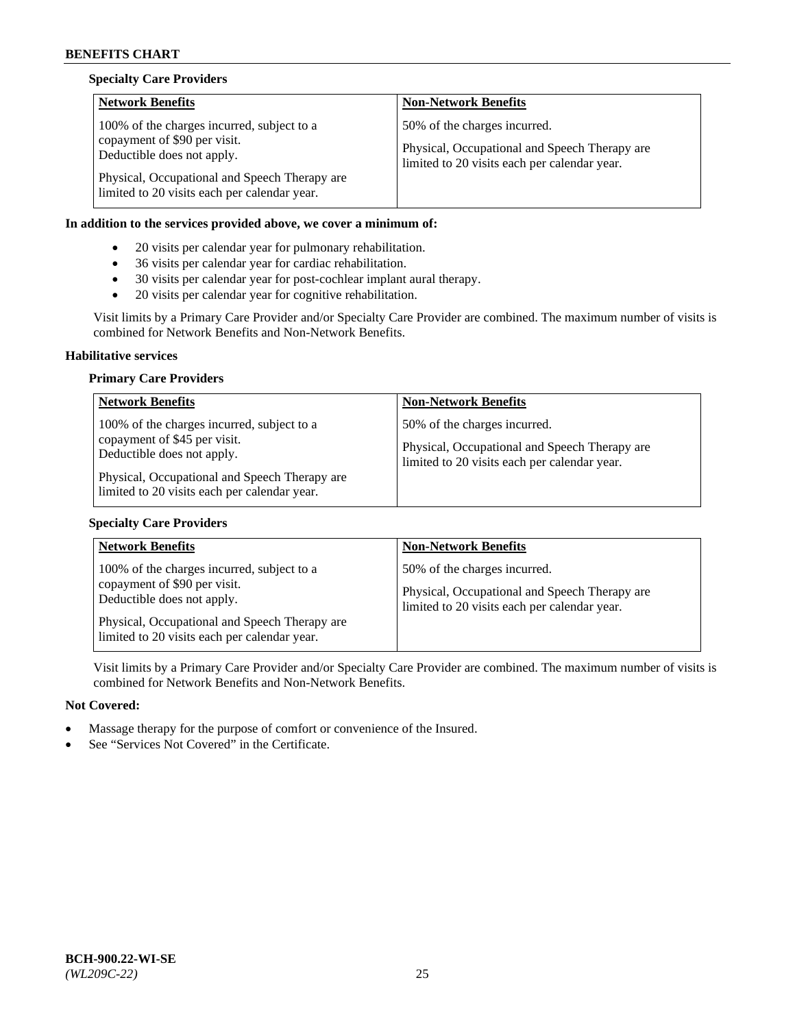**Specialty Care Providers**

| Network Benefits | Non-Network Benefits |
| --- | --- |
| 100% of the charges incurred, subject to a copayment of $90 per visit. Deductible does not apply.<br><br>Physical, Occupational and Speech Therapy are limited to 20 visits each per calendar year. | 50% of the charges incurred.<br><br>Physical, Occupational and Speech Therapy are limited to 20 visits each per calendar year. |

**In addition to the services provided above, we cover a minimum of:**

- 20 visits per calendar year for pulmonary rehabilitation.
- 36 visits per calendar year for cardiac rehabilitation.
- 30 visits per calendar year for post-cochlear implant aural therapy.
- 20 visits per calendar year for cognitive rehabilitation.

Visit limits by a Primary Care Provider and/or Specialty Care Provider are combined. The maximum number of visits is combined for Network Benefits and Non-Network Benefits.

**Habilitative services**

**Primary Care Providers**

| Network Benefits | Non-Network Benefits |
| --- | --- |
| 100% of the charges incurred, subject to a copayment of $45 per visit. Deductible does not apply.<br><br>Physical, Occupational and Speech Therapy are limited to 20 visits each per calendar year. | 50% of the charges incurred.<br><br>Physical, Occupational and Speech Therapy are limited to 20 visits each per calendar year. |

**Specialty Care Providers**

| Network Benefits | Non-Network Benefits |
| --- | --- |
| 100% of the charges incurred, subject to a copayment of $90 per visit. Deductible does not apply.<br><br>Physical, Occupational and Speech Therapy are limited to 20 visits each per calendar year. | 50% of the charges incurred.<br><br>Physical, Occupational and Speech Therapy are limited to 20 visits each per calendar year. |

Visit limits by a Primary Care Provider and/or Specialty Care Provider are combined. The maximum number of visits is combined for Network Benefits and Non-Network Benefits.

**Not Covered:**

- Massage therapy for the purpose of comfort or convenience of the Insured.
- See "Services Not Covered" in the Certificate.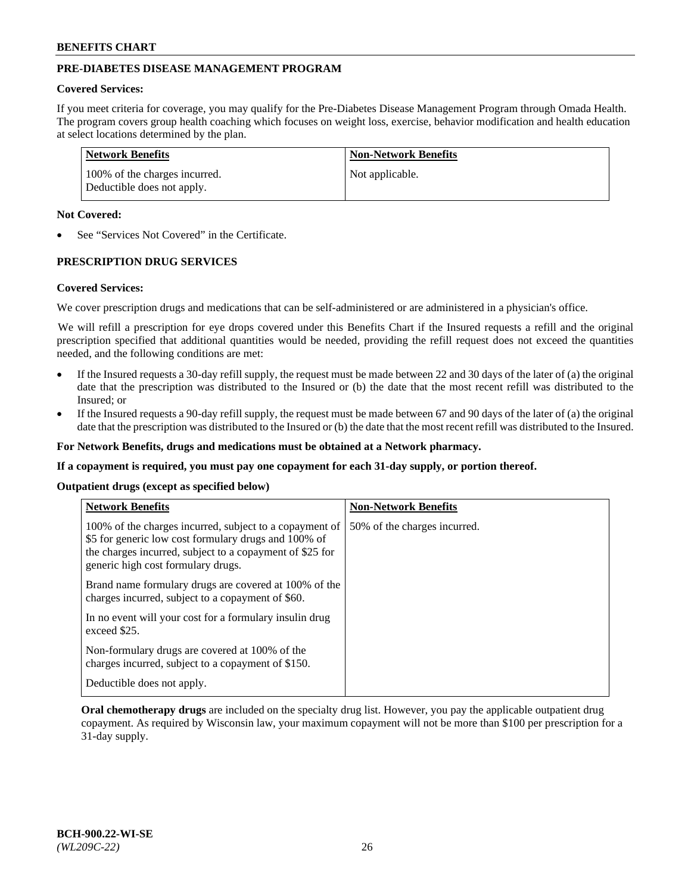## PRE-DIABETES DISEASE MANAGEMENT PROGRAM

**Covered Services:**

If you meet criteria for coverage, you may qualify for the Pre-Diabetes Disease Management Program through Omada Health. The program covers group health coaching which focuses on weight loss, exercise, behavior modification and health education at select locations determined by the plan.

| Network Benefits | Non-Network Benefits |
|---|---|
| 100% of the charges incurred. Deductible does not apply. | Not applicable. |

**Not Covered:**

- See "Services Not Covered" in the Certificate.

## PRESCRIPTION DRUG SERVICES

**Covered Services:**

We cover prescription drugs and medications that can be self-administered or are administered in a physician's office.

We will refill a prescription for eye drops covered under this Benefits Chart if the Insured requests a refill and the original prescription specified that additional quantities would be needed, providing the refill request does not exceed the quantities needed, and the following conditions are met:

- If the Insured requests a 30-day refill supply, the request must be made between 22 and 30 days of the later of (a) the original date that the prescription was distributed to the Insured or (b) the date that the most recent refill was distributed to the Insured; or
- If the Insured requests a 90-day refill supply, the request must be made between 67 and 90 days of the later of (a) the original date that the prescription was distributed to the Insured or (b) the date that the most recent refill was distributed to the Insured.

**For Network Benefits, drugs and medications must be obtained at a Network pharmacy.**

**If a copayment is required, you must pay one copayment for each 31-day supply, or portion thereof.**

**Outpatient drugs (except as specified below)**

| Network Benefits | Non-Network Benefits |
|---|---|
| 100% of the charges incurred, subject to a copayment of \$5 for generic low cost formulary drugs and 100% of the charges incurred, subject to a copayment of \$25 for generic high cost formulary drugs.<br><br>Brand name formulary drugs are covered at 100% of the charges incurred, subject to a copayment of \$60.<br><br>In no event will your cost for a formulary insulin drug exceed \$25.<br><br>Non-formulary drugs are covered at 100% of the charges incurred, subject to a copayment of \$150.<br><br>Deductible does not apply. | 50% of the charges incurred. |

**Oral chemotherapy drugs** are included on the specialty drug list. However, you pay the applicable outpatient drug copayment. As required by Wisconsin law, your maximum copayment will not be more than \$100 per prescription for a 31-day supply.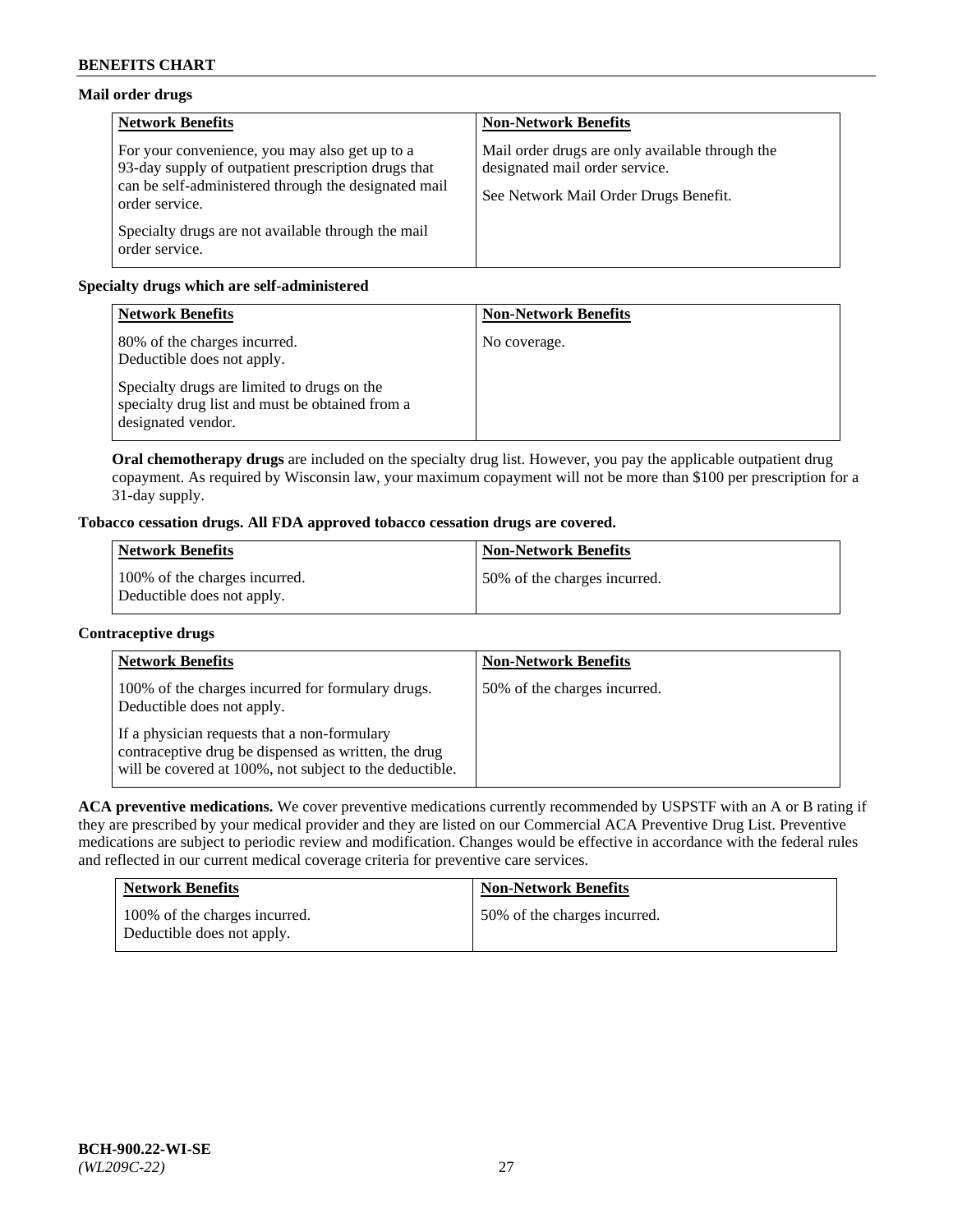**Mail order drugs**

| Network Benefits | Non-Network Benefits |
|---|---|
| For your convenience, you may also get up to a 93-day supply of outpatient prescription drugs that can be self-administered through the designated mail order service.<br><br>Specialty drugs are not available through the mail order service. | Mail order drugs are only available through the designated mail order service.<br><br>See Network Mail Order Drugs Benefit. |

**Specialty drugs which are self-administered**

| Network Benefits | Non-Network Benefits |
|---|---|
| 80% of the charges incurred.<br>Deductible does not apply.<br><br>Specialty drugs are limited to drugs on the specialty drug list and must be obtained from a designated vendor. | No coverage. |

**Oral chemotherapy drugs** are included on the specialty drug list. However, you pay the applicable outpatient drug copayment. As required by Wisconsin law, your maximum copayment will not be more than $100 per prescription for a 31-day supply.

**Tobacco cessation drugs. All FDA approved tobacco cessation drugs are covered.**

| Network Benefits | Non-Network Benefits |
|---|---|
| 100% of the charges incurred.<br>Deductible does not apply. | 50% of the charges incurred. |

**Contraceptive drugs**

| Network Benefits | Non-Network Benefits |
|---|---|
| 100% of the charges incurred for formulary drugs.<br>Deductible does not apply.<br><br>If a physician requests that a non-formulary contraceptive drug be dispensed as written, the drug will be covered at 100%, not subject to the deductible. | 50% of the charges incurred. |

**ACA preventive medications.** We cover preventive medications currently recommended by USPSTF with an A or B rating if they are prescribed by your medical provider and they are listed on our Commercial ACA Preventive Drug List. Preventive medications are subject to periodic review and modification. Changes would be effective in accordance with the federal rules and reflected in our current medical coverage criteria for preventive care services.

| Network Benefits | Non-Network Benefits |
|---|---|
| 100% of the charges incurred.<br>Deductible does not apply. | 50% of the charges incurred. |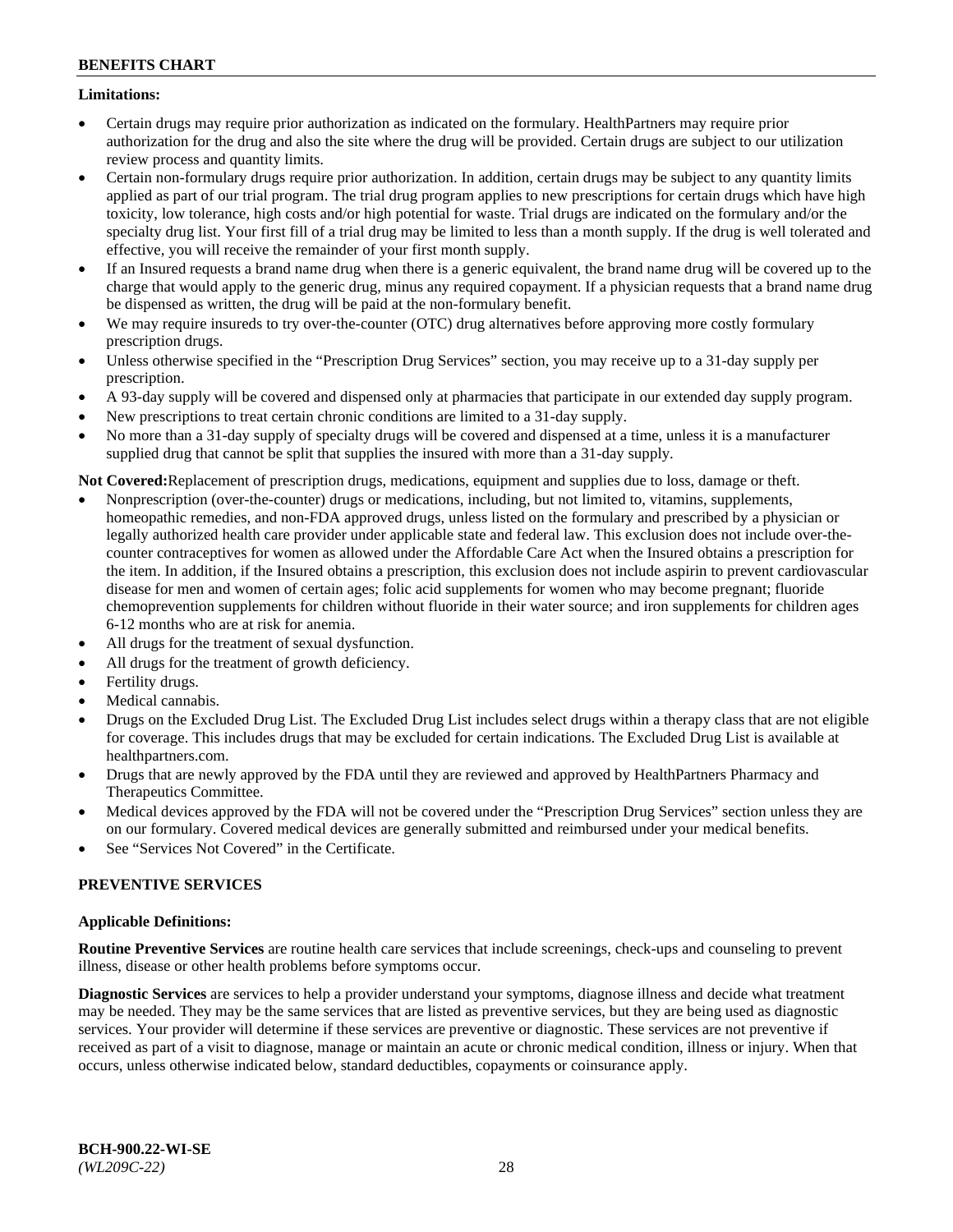**Limitations:**

- Certain drugs may require prior authorization as indicated on the formulary. HealthPartners may require prior authorization for the drug and also the site where the drug will be provided. Certain drugs are subject to our utilization review process and quantity limits.
- Certain non-formulary drugs require prior authorization. In addition, certain drugs may be subject to any quantity limits applied as part of our trial program. The trial drug program applies to new prescriptions for certain drugs which have high toxicity, low tolerance, high costs and/or high potential for waste. Trial drugs are indicated on the formulary and/or the specialty drug list. Your first fill of a trial drug may be limited to less than a month supply. If the drug is well tolerated and effective, you will receive the remainder of your first month supply.
- If an Insured requests a brand name drug when there is a generic equivalent, the brand name drug will be covered up to the charge that would apply to the generic drug, minus any required copayment. If a physician requests that a brand name drug be dispensed as written, the drug will be paid at the non-formulary benefit.
- We may require insureds to try over-the-counter (OTC) drug alternatives before approving more costly formulary prescription drugs.
- Unless otherwise specified in the "Prescription Drug Services" section, you may receive up to a 31-day supply per prescription.
- A 93-day supply will be covered and dispensed only at pharmacies that participate in our extended day supply program.
- New prescriptions to treat certain chronic conditions are limited to a 31-day supply.
- No more than a 31-day supply of specialty drugs will be covered and dispensed at a time, unless it is a manufacturer supplied drug that cannot be split that supplies the insured with more than a 31-day supply.

**Not Covered:** Replacement of prescription drugs, medications, equipment and supplies due to loss, damage or theft.

- Nonprescription (over-the-counter) drugs or medications, including, but not limited to, vitamins, supplements, homeopathic remedies, and non-FDA approved drugs, unless listed on the formulary and prescribed by a physician or legally authorized health care provider under applicable state and federal law. This exclusion does not include over-the-counter contraceptives for women as allowed under the Affordable Care Act when the Insured obtains a prescription for the item. In addition, if the Insured obtains a prescription, this exclusion does not include aspirin to prevent cardiovascular disease for men and women of certain ages; folic acid supplements for women who may become pregnant; fluoride chemoprevention supplements for children without fluoride in their water source; and iron supplements for children ages 6-12 months who are at risk for anemia.
- All drugs for the treatment of sexual dysfunction.
- All drugs for the treatment of growth deficiency.
- Fertility drugs.
- Medical cannabis.
- Drugs on the Excluded Drug List. The Excluded Drug List includes select drugs within a therapy class that are not eligible for coverage. This includes drugs that may be excluded for certain indications. The Excluded Drug List is available at healthpartners.com.
- Drugs that are newly approved by the FDA until they are reviewed and approved by HealthPartners Pharmacy and Therapeutics Committee.
- Medical devices approved by the FDA will not be covered under the "Prescription Drug Services" section unless they are on our formulary. Covered medical devices are generally submitted and reimbursed under your medical benefits.
- See "Services Not Covered" in the Certificate.

## PREVENTIVE SERVICES

**Applicable Definitions:**

**Routine Preventive Services** are routine health care services that include screenings, check-ups and counseling to prevent illness, disease or other health problems before symptoms occur.

**Diagnostic Services** are services to help a provider understand your symptoms, diagnose illness and decide what treatment may be needed. They may be the same services that are listed as preventive services, but they are being used as diagnostic services. Your provider will determine if these services are preventive or diagnostic. These services are not preventive if received as part of a visit to diagnose, manage or maintain an acute or chronic medical condition, illness or injury. When that occurs, unless otherwise indicated below, standard deductibles, copayments or coinsurance apply.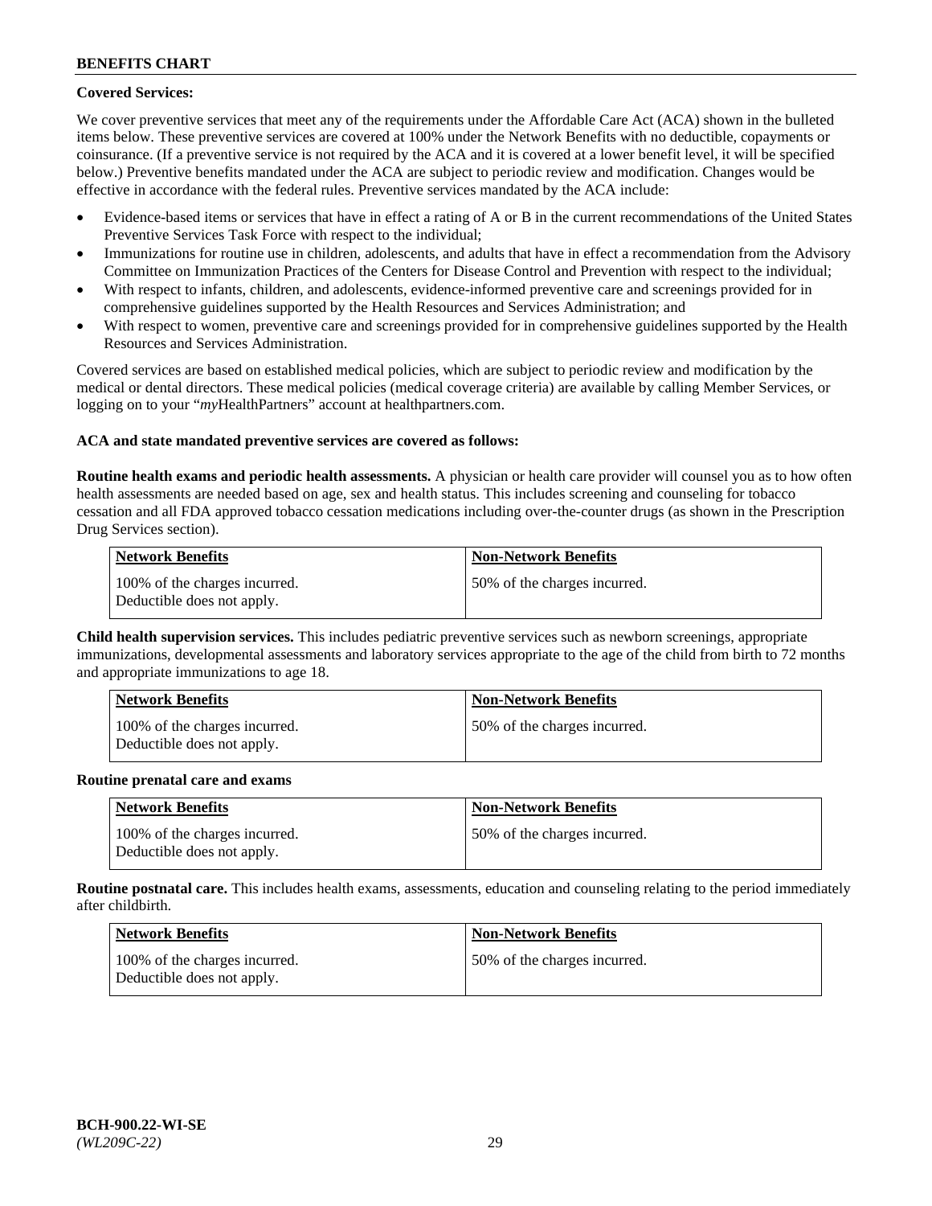**Covered Services:**

We cover preventive services that meet any of the requirements under the Affordable Care Act (ACA) shown in the bulleted items below. These preventive services are covered at 100% under the Network Benefits with no deductible, copayments or coinsurance. (If a preventive service is not required by the ACA and it is covered at a lower benefit level, it will be specified below.) Preventive benefits mandated under the ACA are subject to periodic review and modification. Changes would be effective in accordance with the federal rules. Preventive services mandated by the ACA include:

- Evidence-based items or services that have in effect a rating of A or B in the current recommendations of the United States Preventive Services Task Force with respect to the individual;
- Immunizations for routine use in children, adolescents, and adults that have in effect a recommendation from the Advisory Committee on Immunization Practices of the Centers for Disease Control and Prevention with respect to the individual;
- With respect to infants, children, and adolescents, evidence-informed preventive care and screenings provided for in comprehensive guidelines supported by the Health Resources and Services Administration; and
- With respect to women, preventive care and screenings provided for in comprehensive guidelines supported by the Health Resources and Services Administration.

Covered services are based on established medical policies, which are subject to periodic review and modification by the medical or dental directors. These medical policies (medical coverage criteria) are available by calling Member Services, or logging on to your "*my*HealthPartners" account at healthpartners.com.

**ACA and state mandated preventive services are covered as follows:**

**Routine health exams and periodic health assessments.** A physician or health care provider will counsel you as to how often health assessments are needed based on age, sex and health status. This includes screening and counseling for tobacco cessation and all FDA approved tobacco cessation medications including over-the-counter drugs (as shown in the Prescription Drug Services section).

| Network Benefits | Non-Network Benefits |
|---|---|
| 100% of the charges incurred. Deductible does not apply. | 50% of the charges incurred. |

**Child health supervision services.** This includes pediatric preventive services such as newborn screenings, appropriate immunizations, developmental assessments and laboratory services appropriate to the age of the child from birth to 72 months and appropriate immunizations to age 18.

| Network Benefits | Non-Network Benefits |
|---|---|
| 100% of the charges incurred. Deductible does not apply. | 50% of the charges incurred. |

**Routine prenatal care and exams**

| Network Benefits | Non-Network Benefits |
|---|---|
| 100% of the charges incurred. Deductible does not apply. | 50% of the charges incurred. |

**Routine postnatal care.** This includes health exams, assessments, education and counseling relating to the period immediately after childbirth.

| Network Benefits | Non-Network Benefits |
|---|---|
| 100% of the charges incurred. Deductible does not apply. | 50% of the charges incurred. |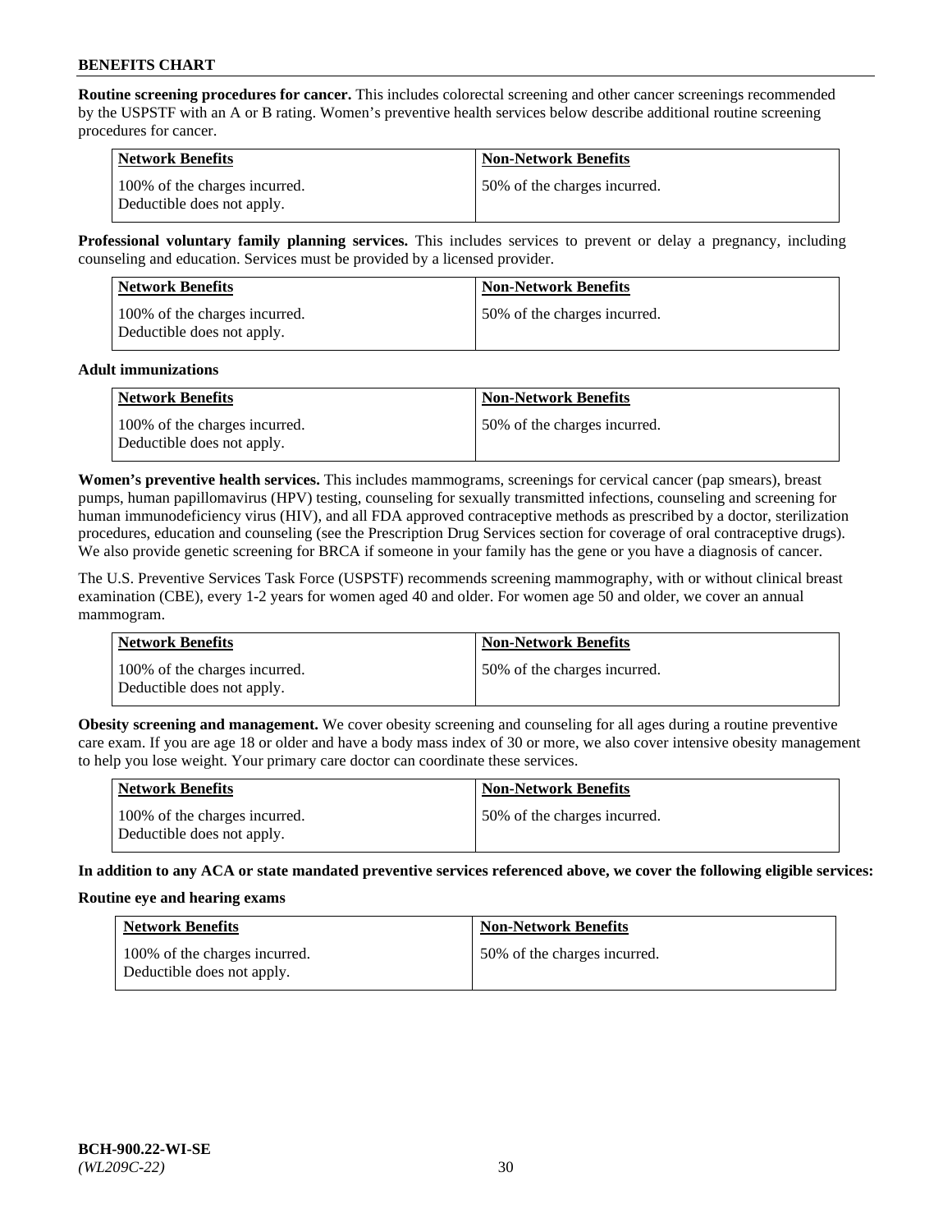**Routine screening procedures for cancer.** This includes colorectal screening and other cancer screenings recommended by the USPSTF with an A or B rating. Women's preventive health services below describe additional routine screening procedures for cancer.

| Network Benefits | Non-Network Benefits |
| --- | --- |
| 100% of the charges incurred. Deductible does not apply. | 50% of the charges incurred. |

**Professional voluntary family planning services.** This includes services to prevent or delay a pregnancy, including counseling and education. Services must be provided by a licensed provider.

| Network Benefits | Non-Network Benefits |
| --- | --- |
| 100% of the charges incurred. Deductible does not apply. | 50% of the charges incurred. |

**Adult immunizations**

| Network Benefits | Non-Network Benefits |
| --- | --- |
| 100% of the charges incurred. Deductible does not apply. | 50% of the charges incurred. |

**Women's preventive health services.** This includes mammograms, screenings for cervical cancer (pap smears), breast pumps, human papillomavirus (HPV) testing, counseling for sexually transmitted infections, counseling and screening for human immunodeficiency virus (HIV), and all FDA approved contraceptive methods as prescribed by a doctor, sterilization procedures, education and counseling (see the Prescription Drug Services section for coverage of oral contraceptive drugs). We also provide genetic screening for BRCA if someone in your family has the gene or you have a diagnosis of cancer.

The U.S. Preventive Services Task Force (USPSTF) recommends screening mammography, with or without clinical breast examination (CBE), every 1-2 years for women aged 40 and older. For women age 50 and older, we cover an annual mammogram.

| Network Benefits | Non-Network Benefits |
| --- | --- |
| 100% of the charges incurred. Deductible does not apply. | 50% of the charges incurred. |

**Obesity screening and management.** We cover obesity screening and counseling for all ages during a routine preventive care exam. If you are age 18 or older and have a body mass index of 30 or more, we also cover intensive obesity management to help you lose weight. Your primary care doctor can coordinate these services.

| Network Benefits | Non-Network Benefits |
| --- | --- |
| 100% of the charges incurred. Deductible does not apply. | 50% of the charges incurred. |

**In addition to any ACA or state mandated preventive services referenced above, we cover the following eligible services:**

**Routine eye and hearing exams**

| Network Benefits | Non-Network Benefits |
| --- | --- |
| 100% of the charges incurred. Deductible does not apply. | 50% of the charges incurred. |

**BCH-900.22-WI-SE**
*(WL209C-22)*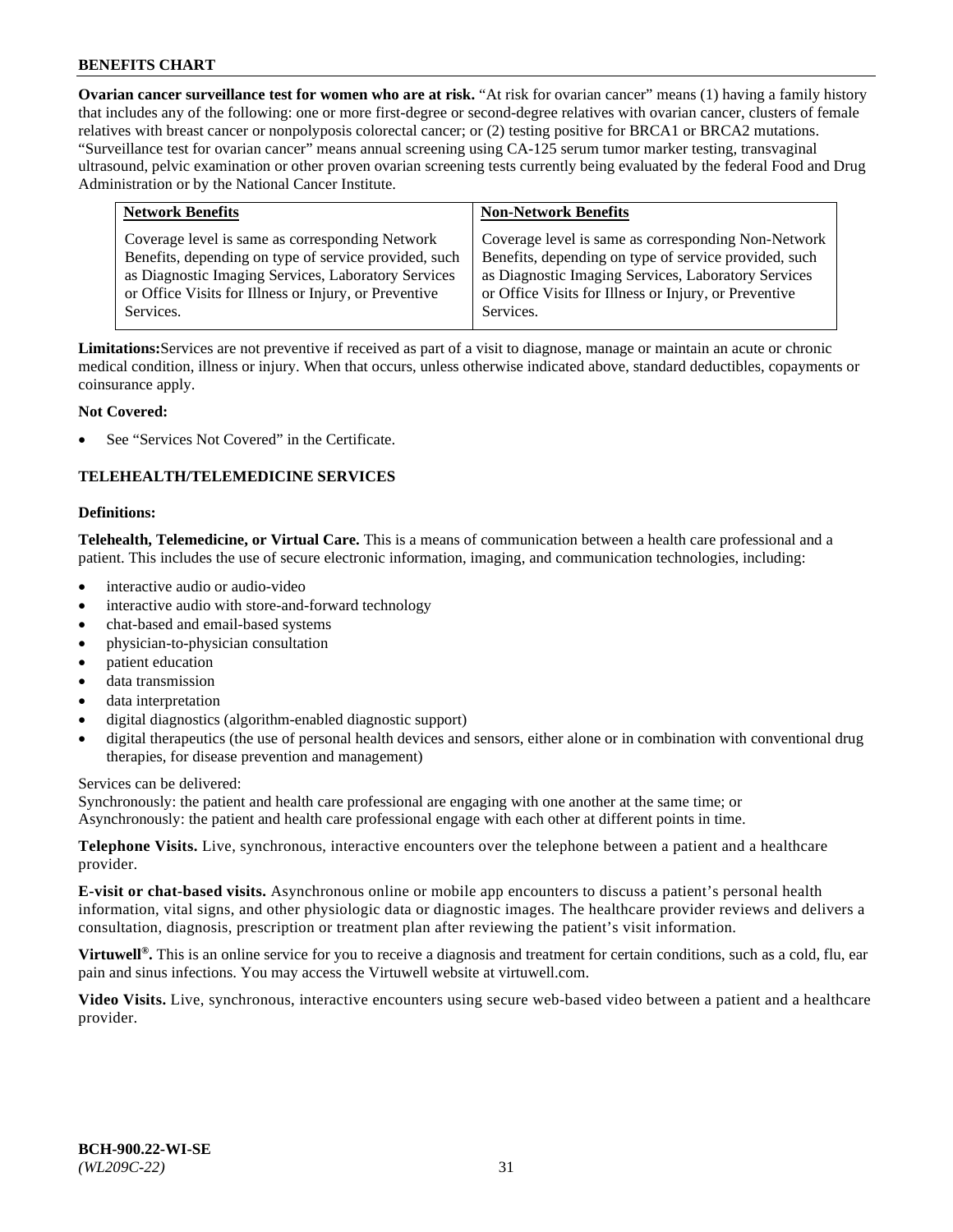**Ovarian cancer surveillance test for women who are at risk.** “At risk for ovarian cancer” means (1) having a family history that includes any of the following: one or more first-degree or second-degree relatives with ovarian cancer, clusters of female relatives with breast cancer or nonpolyposis colorectal cancer; or (2) testing positive for BRCA1 or BRCA2 mutations. “Surveillance test for ovarian cancer” means annual screening using CA-125 serum tumor marker testing, transvaginal ultrasound, pelvic examination or other proven ovarian screening tests currently being evaluated by the federal Food and Drug Administration or by the National Cancer Institute.

| Network Benefits | Non-Network Benefits |
|---|---|
| Coverage level is same as corresponding Network Benefits, depending on type of service provided, such as Diagnostic Imaging Services, Laboratory Services or Office Visits for Illness or Injury, or Preventive Services. | Coverage level is same as corresponding Non-Network Benefits, depending on type of service provided, such as Diagnostic Imaging Services, Laboratory Services or Office Visits for Illness or Injury, or Preventive Services. |

**Limitations:** Services are not preventive if received as part of a visit to diagnose, manage or maintain an acute or chronic medical condition, illness or injury. When that occurs, unless otherwise indicated above, standard deductibles, copayments or coinsurance apply.

**Not Covered:**

- See “Services Not Covered” in the Certificate.

## TELEHEALTH/TELEMEDICINE SERVICES

**Definitions:**

**Telehealth, Telemedicine, or Virtual Care.** This is a means of communication between a health care professional and a patient. This includes the use of secure electronic information, imaging, and communication technologies, including:

- interactive audio or audio-video
- interactive audio with store-and-forward technology
- chat-based and email-based systems
- physician-to-physician consultation
- patient education
- data transmission
- data interpretation
- digital diagnostics (algorithm-enabled diagnostic support)
- digital therapeutics (the use of personal health devices and sensors, either alone or in combination with conventional drug therapies, for disease prevention and management)

Services can be delivered:
Synchronously: the patient and health care professional are engaging with one another at the same time; or
Asynchronously: the patient and health care professional engage with each other at different points in time.

**Telephone Visits.** Live, synchronous, interactive encounters over the telephone between a patient and a healthcare provider.

**E-visit or chat-based visits.** Asynchronous online or mobile app encounters to discuss a patient’s personal health information, vital signs, and other physiologic data or diagnostic images. The healthcare provider reviews and delivers a consultation, diagnosis, prescription or treatment plan after reviewing the patient’s visit information.

**Virtuwell®.** This is an online service for you to receive a diagnosis and treatment for certain conditions, such as a cold, flu, ear pain and sinus infections. You may access the Virtuwell website at virtuwell.com.

**Video Visits.** Live, synchronous, interactive encounters using secure web-based video between a patient and a healthcare provider.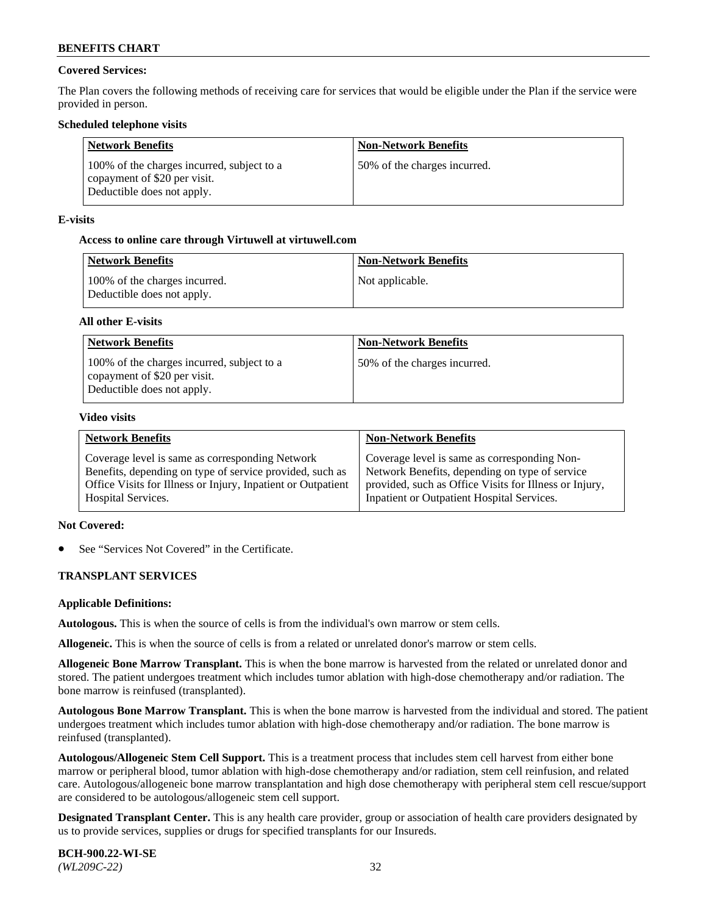**Covered Services:**

The Plan covers the following methods of receiving care for services that would be eligible under the Plan if the service were provided in person.

**Scheduled telephone visits**

| Network Benefits | Non-Network Benefits |
|---|---|
| 100% of the charges incurred, subject to a copayment of $20 per visit. Deductible does not apply. | 50% of the charges incurred. |

**E-visits**

**Access to online care through Virtuwell at virtuwell.com**

| Network Benefits | Non-Network Benefits |
|---|---|
| 100% of the charges incurred. Deductible does not apply. | Not applicable. |

**All other E-visits**

| Network Benefits | Non-Network Benefits |
|---|---|
| 100% of the charges incurred, subject to a copayment of $20 per visit. Deductible does not apply. | 50% of the charges incurred. |

**Video visits**

| Network Benefits | Non-Network Benefits |
|---|---|
| Coverage level is same as corresponding Network Benefits, depending on type of service provided, such as Office Visits for Illness or Injury, Inpatient or Outpatient Hospital Services. | Coverage level is same as corresponding Non-Network Benefits, depending on type of service provided, such as Office Visits for Illness or Injury, Inpatient or Outpatient Hospital Services. |

**Not Covered:**

- See "Services Not Covered" in the Certificate.

**TRANSPLANT SERVICES**

**Applicable Definitions:**

**Autologous.** This is when the source of cells is from the individual's own marrow or stem cells.

**Allogeneic.** This is when the source of cells is from a related or unrelated donor's marrow or stem cells.

**Allogeneic Bone Marrow Transplant.** This is when the bone marrow is harvested from the related or unrelated donor and stored. The patient undergoes treatment which includes tumor ablation with high-dose chemotherapy and/or radiation. The bone marrow is reinfused (transplanted).

**Autologous Bone Marrow Transplant.** This is when the bone marrow is harvested from the individual and stored. The patient undergoes treatment which includes tumor ablation with high-dose chemotherapy and/or radiation. The bone marrow is reinfused (transplanted).

**Autologous/Allogeneic Stem Cell Support.** This is a treatment process that includes stem cell harvest from either bone marrow or peripheral blood, tumor ablation with high-dose chemotherapy and/or radiation, stem cell reinfusion, and related care. Autologous/allogeneic bone marrow transplantation and high dose chemotherapy with peripheral stem cell rescue/support are considered to be autologous/allogeneic stem cell support.

**Designated Transplant Center.** This is any health care provider, group or association of health care providers designated by us to provide services, supplies or drugs for specified transplants for our Insureds.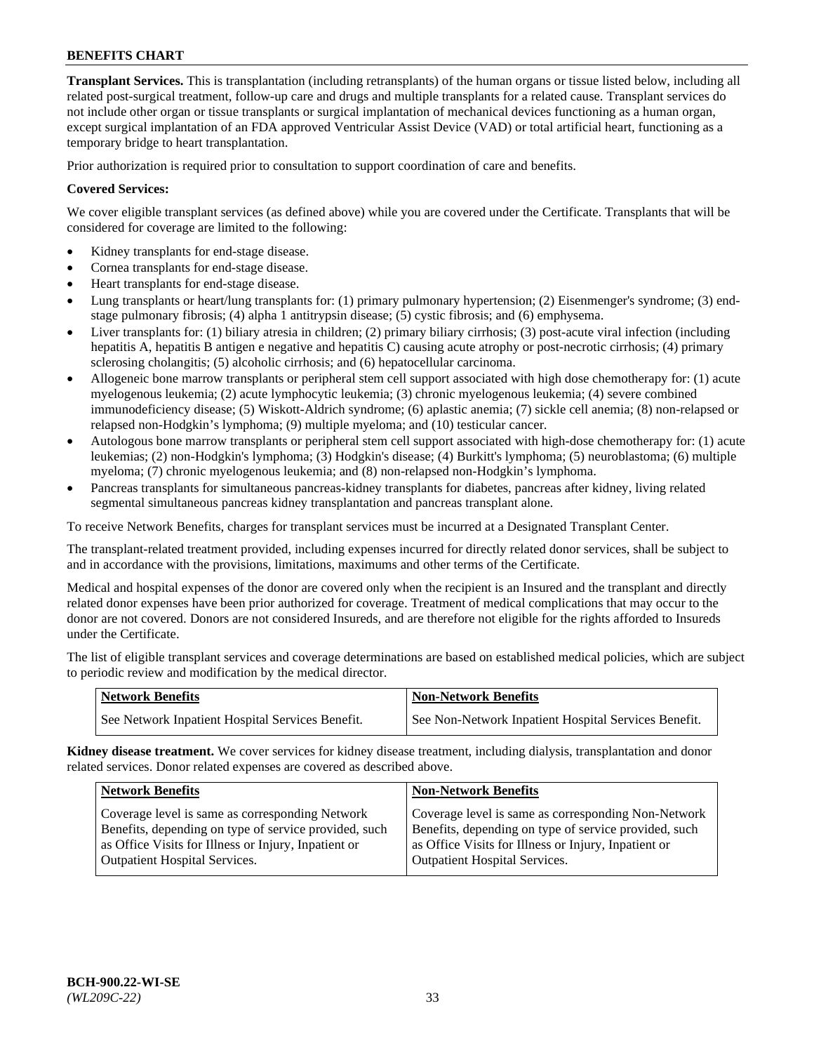**Transplant Services.** This is transplantation (including retransplants) of the human organs or tissue listed below, including all related post-surgical treatment, follow-up care and drugs and multiple transplants for a related cause. Transplant services do not include other organ or tissue transplants or surgical implantation of mechanical devices functioning as a human organ, except surgical implantation of an FDA approved Ventricular Assist Device (VAD) or total artificial heart, functioning as a temporary bridge to heart transplantation.

Prior authorization is required prior to consultation to support coordination of care and benefits.

**Covered Services:**

We cover eligible transplant services (as defined above) while you are covered under the Certificate. Transplants that will be considered for coverage are limited to the following:

- Kidney transplants for end-stage disease.
- Cornea transplants for end-stage disease.
- Heart transplants for end-stage disease.
- Lung transplants or heart/lung transplants for: (1) primary pulmonary hypertension; (2) Eisenmenger's syndrome; (3) end-stage pulmonary fibrosis; (4) alpha 1 antitrypsin disease; (5) cystic fibrosis; and (6) emphysema.
- Liver transplants for: (1) biliary atresia in children; (2) primary biliary cirrhosis; (3) post-acute viral infection (including hepatitis A, hepatitis B antigen e negative and hepatitis C) causing acute atrophy or post-necrotic cirrhosis; (4) primary sclerosing cholangitis; (5) alcoholic cirrhosis; and (6) hepatocellular carcinoma.
- Allogeneic bone marrow transplants or peripheral stem cell support associated with high dose chemotherapy for: (1) acute myelogenous leukemia; (2) acute lymphocytic leukemia; (3) chronic myelogenous leukemia; (4) severe combined immunodeficiency disease; (5) Wiskott-Aldrich syndrome; (6) aplastic anemia; (7) sickle cell anemia; (8) non-relapsed or relapsed non-Hodgkin's lymphoma; (9) multiple myeloma; and (10) testicular cancer.
- Autologous bone marrow transplants or peripheral stem cell support associated with high-dose chemotherapy for: (1) acute leukemias; (2) non-Hodgkin's lymphoma; (3) Hodgkin's disease; (4) Burkitt's lymphoma; (5) neuroblastoma; (6) multiple myeloma; (7) chronic myelogenous leukemia; and (8) non-relapsed non-Hodgkin's lymphoma.
- Pancreas transplants for simultaneous pancreas-kidney transplants for diabetes, pancreas after kidney, living related segmental simultaneous pancreas kidney transplantation and pancreas transplant alone.

To receive Network Benefits, charges for transplant services must be incurred at a Designated Transplant Center.

The transplant-related treatment provided, including expenses incurred for directly related donor services, shall be subject to and in accordance with the provisions, limitations, maximums and other terms of the Certificate.

Medical and hospital expenses of the donor are covered only when the recipient is an Insured and the transplant and directly related donor expenses have been prior authorized for coverage. Treatment of medical complications that may occur to the donor are not covered. Donors are not considered Insureds, and are therefore not eligible for the rights afforded to Insureds under the Certificate.

The list of eligible transplant services and coverage determinations are based on established medical policies, which are subject to periodic review and modification by the medical director.

| Network Benefits | Non-Network Benefits |
|---|---|
| See Network Inpatient Hospital Services Benefit. | See Non-Network Inpatient Hospital Services Benefit. |

**Kidney disease treatment.** We cover services for kidney disease treatment, including dialysis, transplantation and donor related services. Donor related expenses are covered as described above.

| Network Benefits | Non-Network Benefits |
|---|---|
| Coverage level is same as corresponding Network Benefits, depending on type of service provided, such as Office Visits for Illness or Injury, Inpatient or Outpatient Hospital Services. | Coverage level is same as corresponding Non-Network Benefits, depending on type of service provided, such as Office Visits for Illness or Injury, Inpatient or Outpatient Hospital Services. |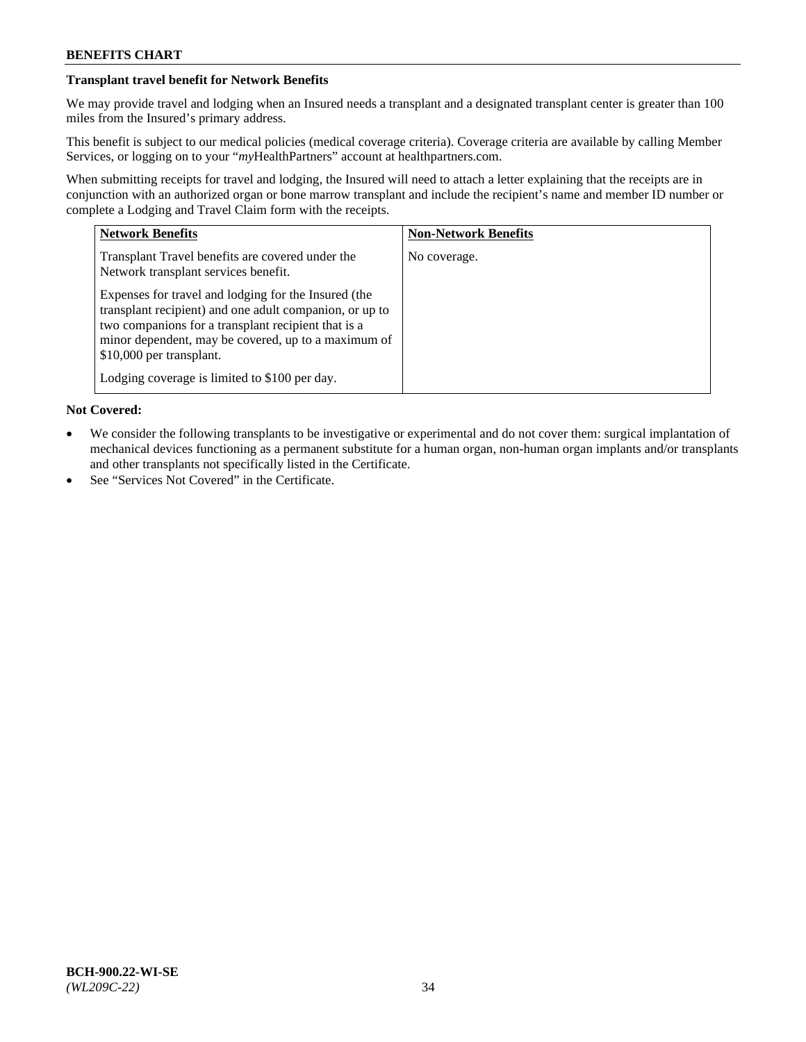### Transplant travel benefit for Network Benefits

We may provide travel and lodging when an Insured needs a transplant and a designated transplant center is greater than 100 miles from the Insured's primary address.

This benefit is subject to our medical policies (medical coverage criteria). Coverage criteria are available by calling Member Services, or logging on to your "*my*HealthPartners" account at healthpartners.com.

When submitting receipts for travel and lodging, the Insured will need to attach a letter explaining that the receipts are in conjunction with an authorized organ or bone marrow transplant and include the recipient's name and member ID number or complete a Lodging and Travel Claim form with the receipts.

| Network Benefits | Non-Network Benefits |
| --- | --- |
| Transplant Travel benefits are covered under the Network transplant services benefit.<br><br>Expenses for travel and lodging for the Insured (the transplant recipient) and one adult companion, or up to two companions for a transplant recipient that is a minor dependent, may be covered, up to a maximum of $10,000 per transplant.<br><br>Lodging coverage is limited to $100 per day. | No coverage. |

**Not Covered:**

- We consider the following transplants to be investigative or experimental and do not cover them: surgical implantation of mechanical devices functioning as a permanent substitute for a human organ, non-human organ implants and/or transplants and other transplants not specifically listed in the Certificate.
- See "Services Not Covered" in the Certificate.

**BCH-900.22-WI-SE**
*(WL209C-22)*